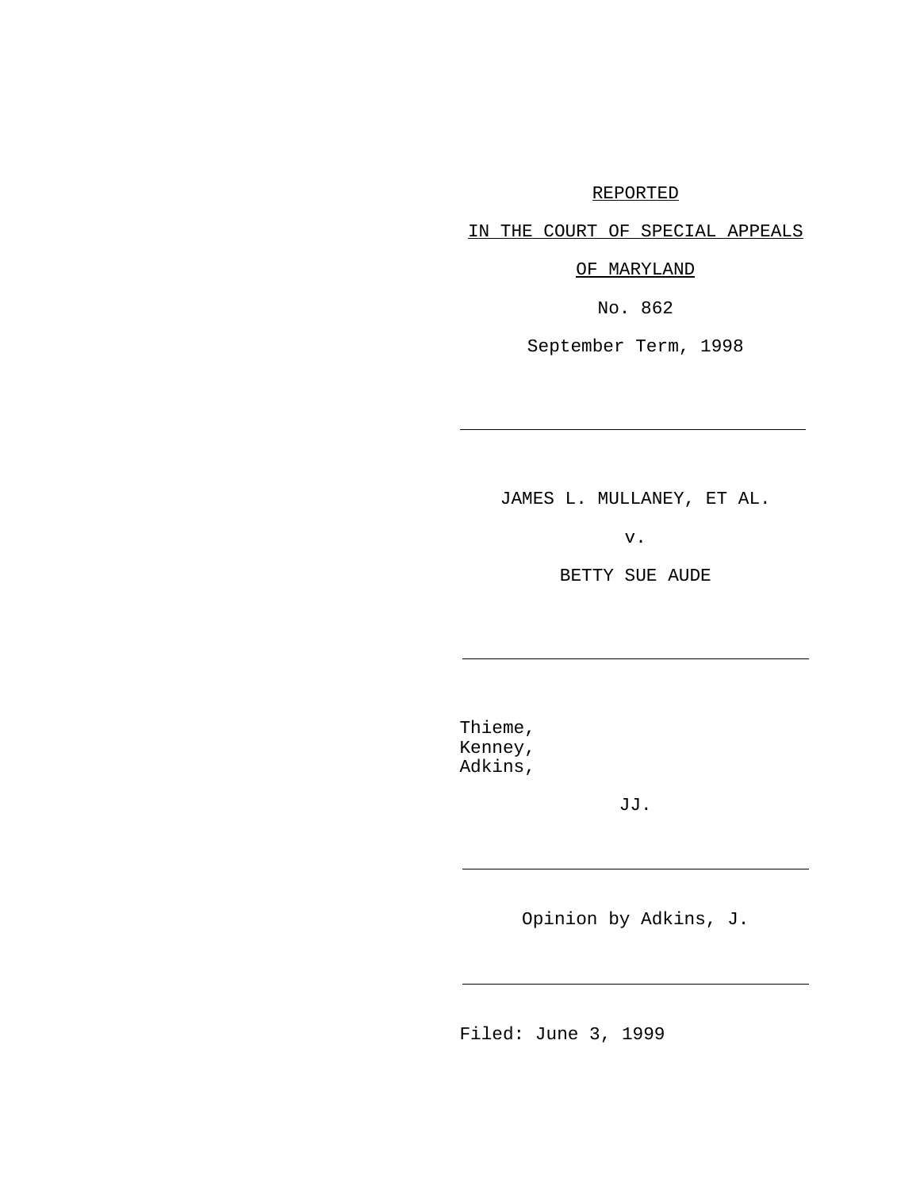REPORTED

IN THE COURT OF SPECIAL APPEALS

OF MARYLAND

No. 862

September Term, 1998

---

JAMES L. MULLANEY, ET AL.

v.

BETTY SUE AUDE

---

Thieme,
Kenney,
Adkins,

JJ.

---

Opinion by Adkins, J.

---

Filed: June 3, 1999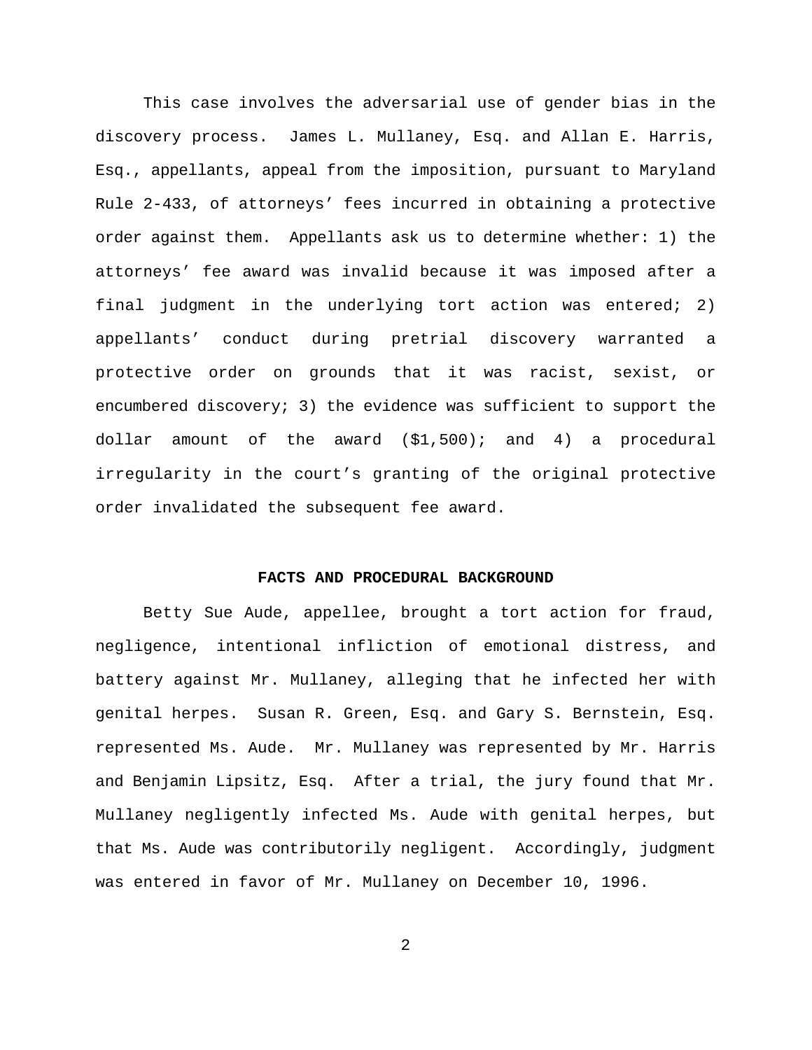This case involves the adversarial use of gender bias in the discovery process. James L. Mullaney, Esq. and Allan E. Harris, Esq., appellants, appeal from the imposition, pursuant to Maryland Rule 2-433, of attorneys' fees incurred in obtaining a protective order against them. Appellants ask us to determine whether: 1) the attorneys' fee award was invalid because it was imposed after a final judgment in the underlying tort action was entered; 2) appellants' conduct during pretrial discovery warranted a protective order on grounds that it was racist, sexist, or encumbered discovery; 3) the evidence was sufficient to support the dollar amount of the award ($1,500); and 4) a procedural irregularity in the court's granting of the original protective order invalidated the subsequent fee award.

## FACTS AND PROCEDURAL BACKGROUND

Betty Sue Aude, appellee, brought a tort action for fraud, negligence, intentional infliction of emotional distress, and battery against Mr. Mullaney, alleging that he infected her with genital herpes. Susan R. Green, Esq. and Gary S. Bernstein, Esq. represented Ms. Aude. Mr. Mullaney was represented by Mr. Harris and Benjamin Lipsitz, Esq. After a trial, the jury found that Mr. Mullaney negligently infected Ms. Aude with genital herpes, but that Ms. Aude was contributorily negligent. Accordingly, judgment was entered in favor of Mr. Mullaney on December 10, 1996.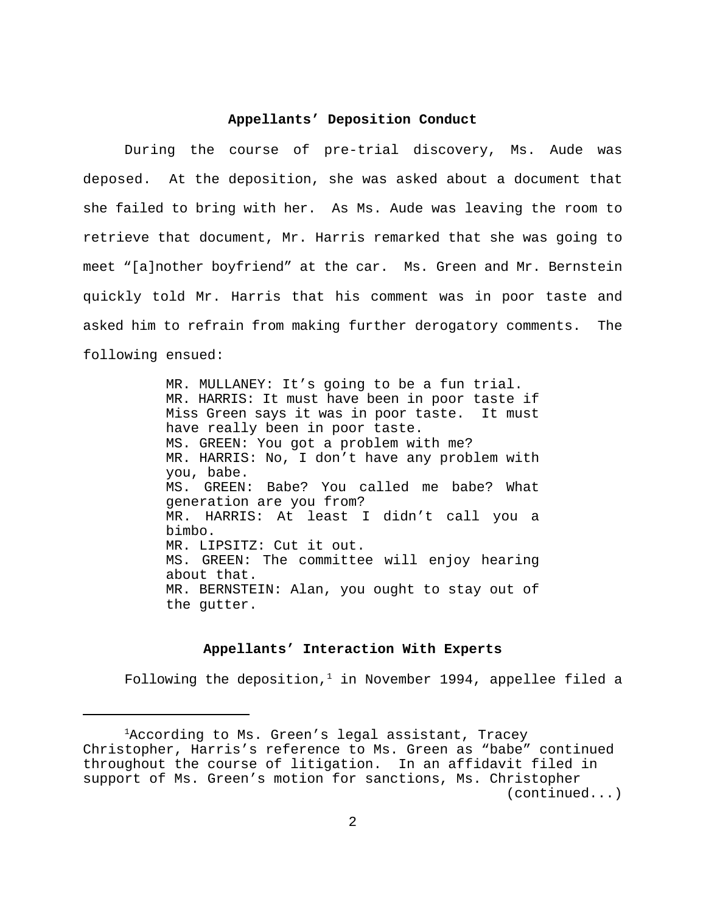## Appellants' Deposition Conduct

During the course of pre-trial discovery, Ms. Aude was deposed. At the deposition, she was asked about a document that she failed to bring with her. As Ms. Aude was leaving the room to retrieve that document, Mr. Harris remarked that she was going to meet "[a]nother boyfriend" at the car. Ms. Green and Mr. Bernstein quickly told Mr. Harris that his comment was in poor taste and asked him to refrain from making further derogatory comments. The following ensued:

> MR. MULLANEY: It's going to be a fun trial.
> MR. HARRIS: It must have been in poor taste if Miss Green says it was in poor taste. It must have really been in poor taste.
> MS. GREEN: You got a problem with me?
> MR. HARRIS: No, I don't have any problem with you, babe.
> MS. GREEN: Babe? You called me babe? What generation are you from?
> MR. HARRIS: At least I didn't call you a bimbo.
> MR. LIPSITZ: Cut it out.
> MS. GREEN: The committee will enjoy hearing about that.
> MR. BERNSTEIN: Alan, you ought to stay out of the gutter.

## Appellants' Interaction With Experts

Following the deposition,[1] in November 1994, appellee filed a

---

[1] According to Ms. Green's legal assistant, Tracey Christopher, Harris's reference to Ms. Green as "babe" continued throughout the course of litigation. In an affidavit filed in support of Ms. Green's motion for sanctions, Ms. Christopher (continued...)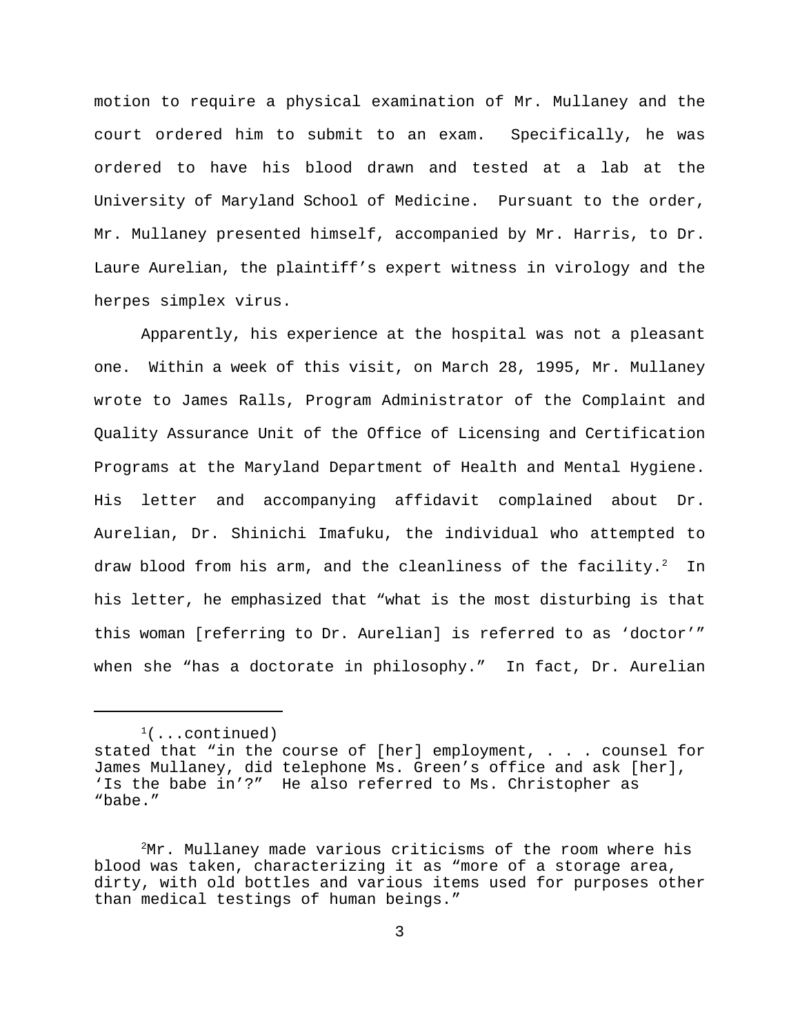motion to require a physical examination of Mr. Mullaney and the court ordered him to submit to an exam. Specifically, he was ordered to have his blood drawn and tested at a lab at the University of Maryland School of Medicine. Pursuant to the order, Mr. Mullaney presented himself, accompanied by Mr. Harris, to Dr. Laure Aurelian, the plaintiff's expert witness in virology and the herpes simplex virus.

Apparently, his experience at the hospital was not a pleasant one. Within a week of this visit, on March 28, 1995, Mr. Mullaney wrote to James Ralls, Program Administrator of the Complaint and Quality Assurance Unit of the Office of Licensing and Certification Programs at the Maryland Department of Health and Mental Hygiene. His letter and accompanying affidavit complained about Dr. Aurelian, Dr. Shinichi Imafuku, the individual who attempted to draw blood from his arm, and the cleanliness of the facility.[2] In his letter, he emphasized that "what is the most disturbing is that this woman [referring to Dr. Aurelian] is referred to as 'doctor'" when she "has a doctorate in philosophy." In fact, Dr. Aurelian

---

[1](...continued) stated that "in the course of [her] employment, . . . counsel for James Mullaney, did telephone Ms. Green's office and ask [her], 'Is the babe in'?" He also referred to Ms. Christopher as "babe."

[2]Mr. Mullaney made various criticisms of the room where his blood was taken, characterizing it as "more of a storage area, dirty, with old bottles and various items used for purposes other than medical testings of human beings."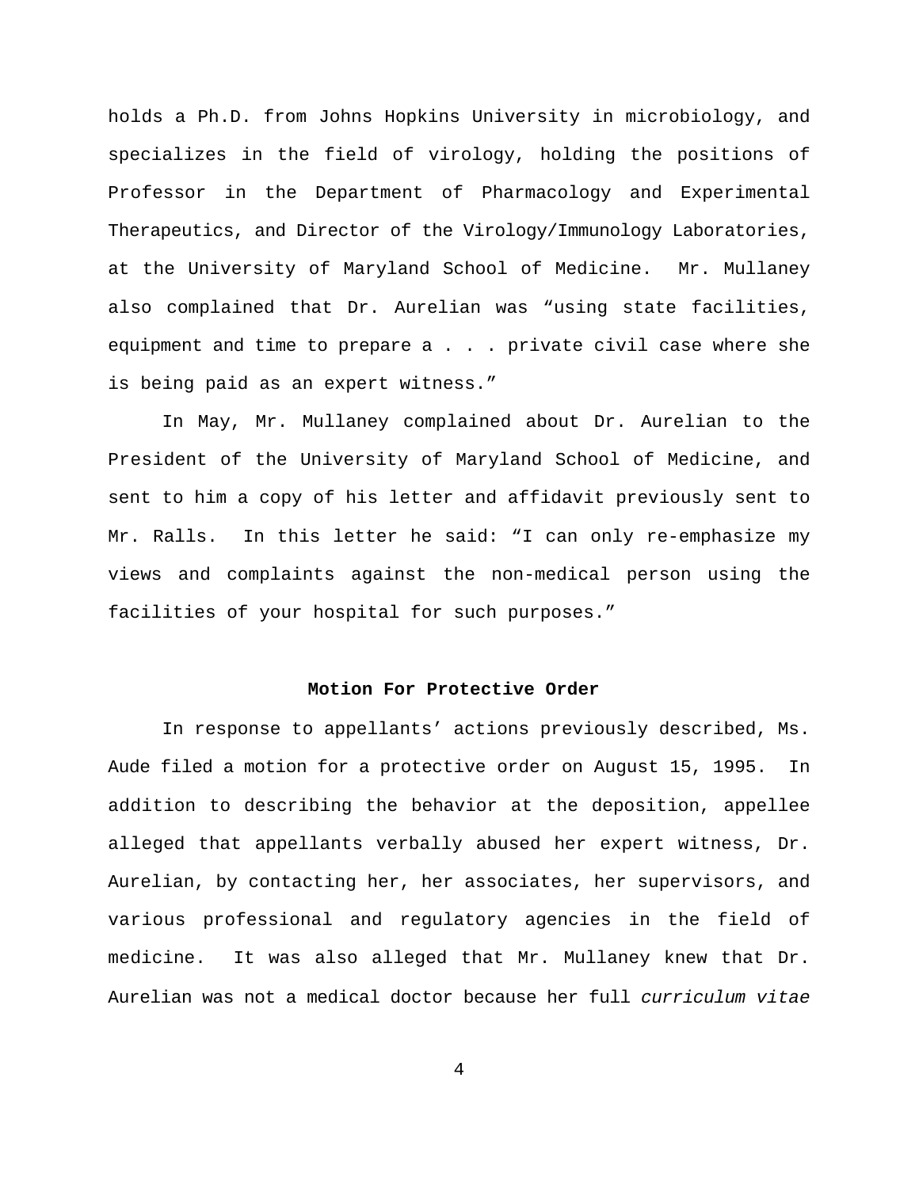holds a Ph.D. from Johns Hopkins University in microbiology, and specializes in the field of virology, holding the positions of Professor in the Department of Pharmacology and Experimental Therapeutics, and Director of the Virology/Immunology Laboratories, at the University of Maryland School of Medicine. Mr. Mullaney also complained that Dr. Aurelian was "using state facilities, equipment and time to prepare a . . . private civil case where she is being paid as an expert witness."

In May, Mr. Mullaney complained about Dr. Aurelian to the President of the University of Maryland School of Medicine, and sent to him a copy of his letter and affidavit previously sent to Mr. Ralls. In this letter he said: "I can only re-emphasize my views and complaints against the non-medical person using the facilities of your hospital for such purposes."

**Motion For Protective Order**

In response to appellants' actions previously described, Ms. Aude filed a motion for a protective order on August 15, 1995. In addition to describing the behavior at the deposition, appellee alleged that appellants verbally abused her expert witness, Dr. Aurelian, by contacting her, her associates, her supervisors, and various professional and regulatory agencies in the field of medicine. It was also alleged that Mr. Mullaney knew that Dr. Aurelian was not a medical doctor because her full *curriculum vitae*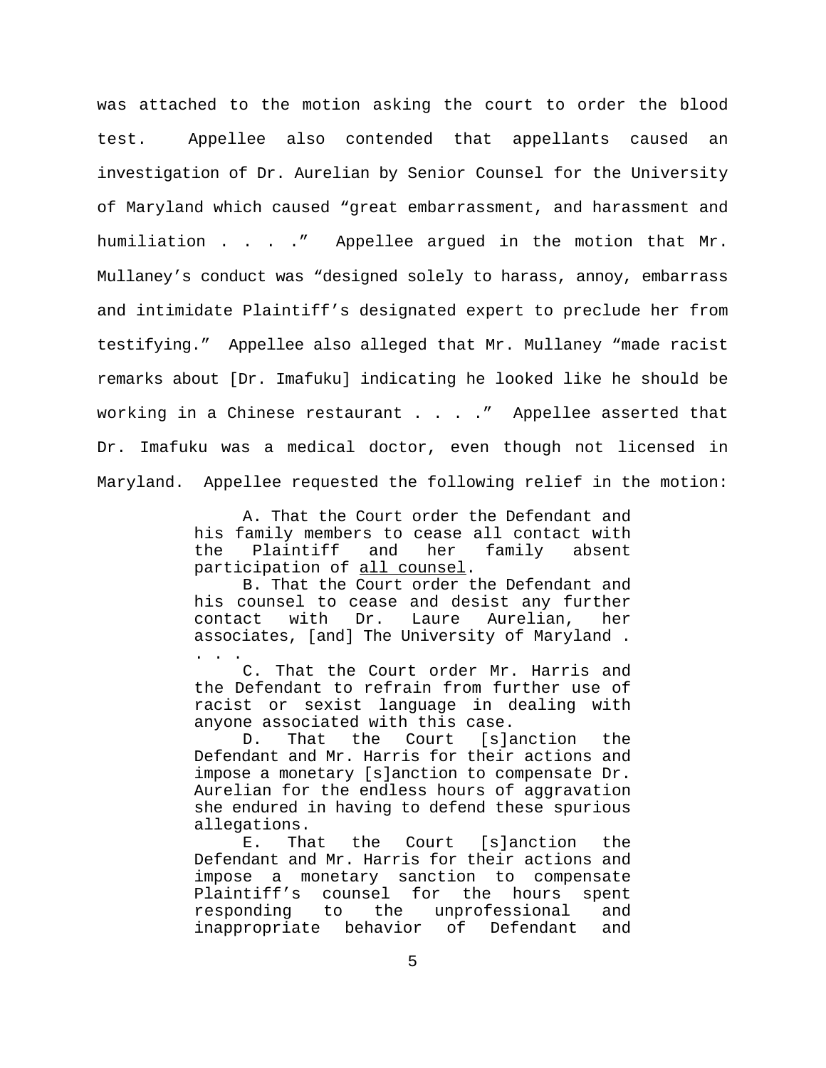was attached to the motion asking the court to order the blood test. Appellee also contended that appellants caused an investigation of Dr. Aurelian by Senior Counsel for the University of Maryland which caused "great embarrassment, and harassment and humiliation . . . ." Appellee argued in the motion that Mr. Mullaney's conduct was "designed solely to harass, annoy, embarrass and intimidate Plaintiff's designated expert to preclude her from testifying." Appellee also alleged that Mr. Mullaney "made racist remarks about [Dr. Imafuku] indicating he looked like he should be working in a Chinese restaurant . . . ." Appellee asserted that Dr. Imafuku was a medical doctor, even though not licensed in Maryland. Appellee requested the following relief in the motion:

> A. That the Court order the Defendant and his family members to cease all contact with the Plaintiff and her family absent participation of <u>all counsel</u>.
>
> B. That the Court order the Defendant and his counsel to cease and desist any further contact with Dr. Laure Aurelian, her associates, [and] The University of Maryland . . . .
>
> C. That the Court order Mr. Harris and the Defendant to refrain from further use of racist or sexist language in dealing with anyone associated with this case.
>
> D. That the Court [s]anction the Defendant and Mr. Harris for their actions and impose a monetary [s]anction to compensate Dr. Aurelian for the endless hours of aggravation she endured in having to defend these spurious allegations.
>
> E. That the Court [s]anction the Defendant and Mr. Harris for their actions and impose a monetary sanction to compensate Plaintiff's counsel for the hours spent responding to the unprofessional and inappropriate behavior of Defendant and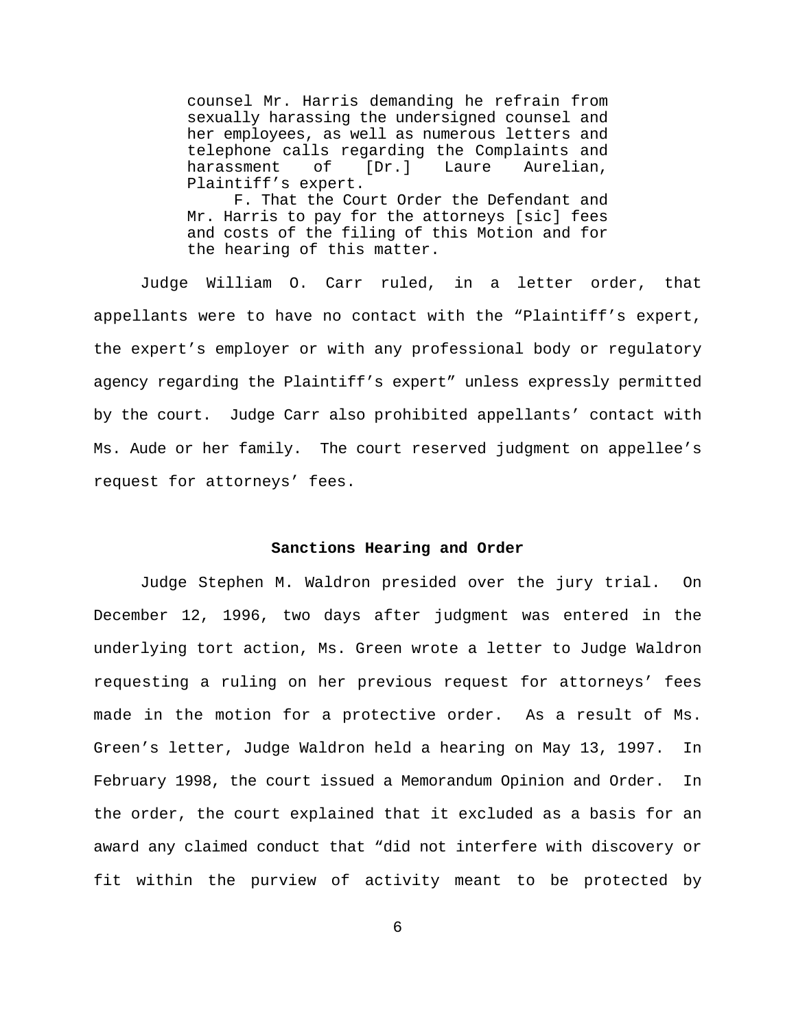> counsel Mr. Harris demanding he refrain from sexually harassing the undersigned counsel and her employees, as well as numerous letters and telephone calls regarding the Complaints and harassment of [Dr.] Laure Aurelian, Plaintiff's expert.
>
> F. That the Court Order the Defendant and Mr. Harris to pay for the attorneys [sic] fees and costs of the filing of this Motion and for the hearing of this matter.

Judge William O. Carr ruled, in a letter order, that appellants were to have no contact with the "Plaintiff's expert, the expert's employer or with any professional body or regulatory agency regarding the Plaintiff's expert" unless expressly permitted by the court. Judge Carr also prohibited appellants' contact with Ms. Aude or her family. The court reserved judgment on appellee's request for attorneys' fees.

**Sanctions Hearing and Order**

Judge Stephen M. Waldron presided over the jury trial. On December 12, 1996, two days after judgment was entered in the underlying tort action, Ms. Green wrote a letter to Judge Waldron requesting a ruling on her previous request for attorneys' fees made in the motion for a protective order. As a result of Ms. Green's letter, Judge Waldron held a hearing on May 13, 1997. In February 1998, the court issued a Memorandum Opinion and Order. In the order, the court explained that it excluded as a basis for an award any claimed conduct that "did not interfere with discovery or fit within the purview of activity meant to be protected by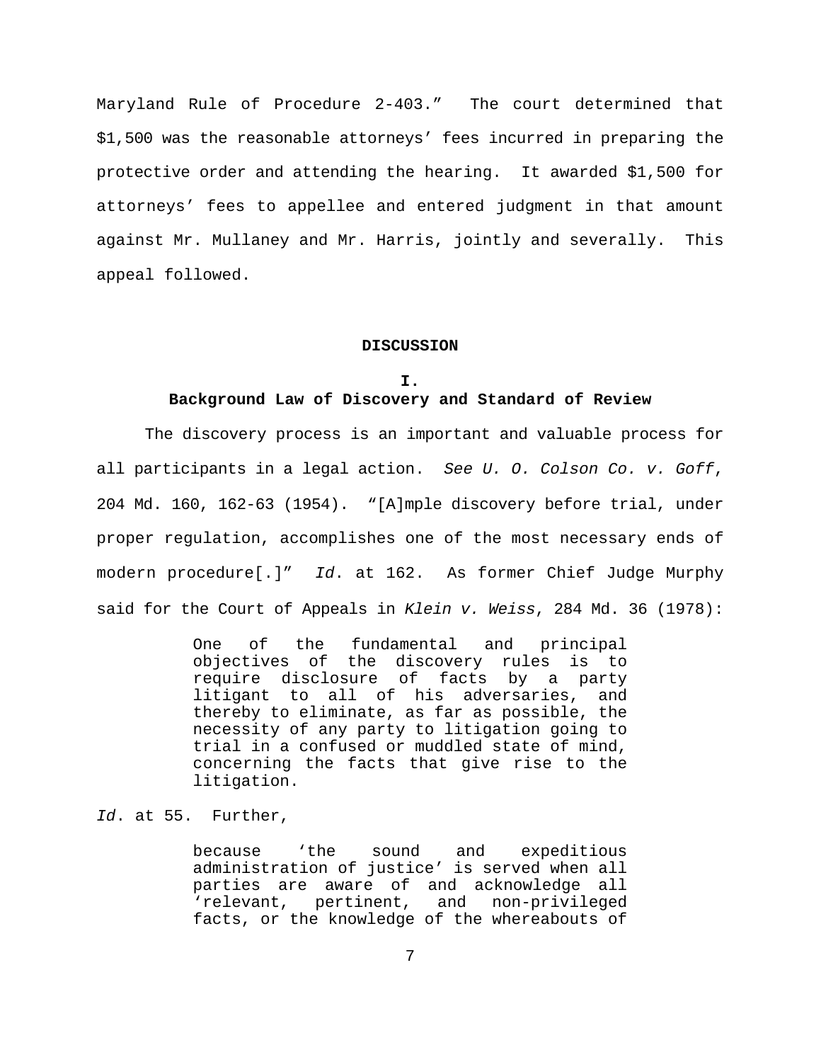Maryland Rule of Procedure 2-403." The court determined that $1,500 was the reasonable attorneys' fees incurred in preparing the protective order and attending the hearing. It awarded $1,500 for attorneys' fees to appellee and entered judgment in that amount against Mr. Mullaney and Mr. Harris, jointly and severally. This appeal followed.

## DISCUSSION

### I.
### Background Law of Discovery and Standard of Review

The discovery process is an important and valuable process for all participants in a legal action. *See U. O. Colson Co. v. Goff*, 204 Md. 160, 162-63 (1954). "[A]mple discovery before trial, under proper regulation, accomplishes one of the most necessary ends of modern procedure[.]" *Id*. at 162. As former Chief Judge Murphy said for the Court of Appeals in *Klein v. Weiss*, 284 Md. 36 (1978):

> One of the fundamental and principal objectives of the discovery rules is to require disclosure of facts by a party litigant to all of his adversaries, and thereby to eliminate, as far as possible, the necessity of any party to litigation going to trial in a confused or muddled state of mind, concerning the facts that give rise to the litigation.

*Id*. at 55. Further,

> because 'the sound and expeditious administration of justice' is served when all parties are aware of and acknowledge all 'relevant, pertinent, and non-privileged facts, or the knowledge of the whereabouts of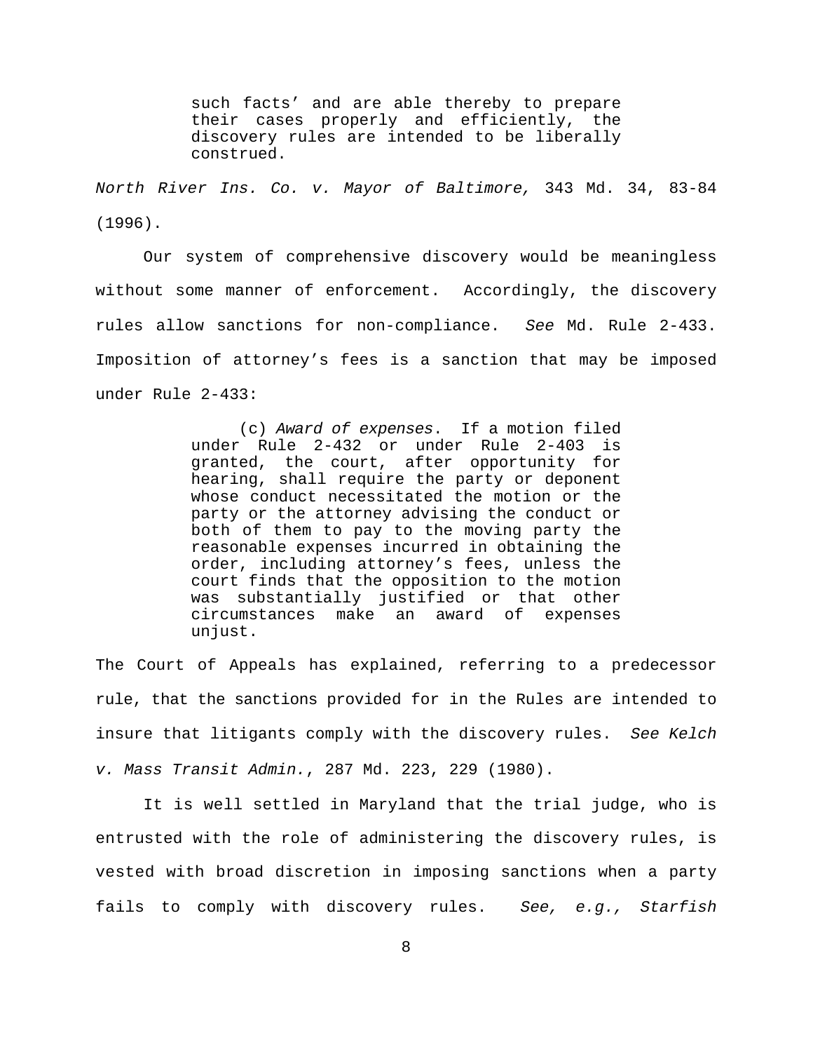> such facts' and are able thereby to prepare their cases properly and efficiently, the discovery rules are intended to be liberally construed.

*North River Ins. Co. v. Mayor of Baltimore,* 343 Md. 34, 83-84 (1996).

Our system of comprehensive discovery would be meaningless without some manner of enforcement. Accordingly, the discovery rules allow sanctions for non-compliance. *See* Md. Rule 2-433. Imposition of attorney's fees is a sanction that may be imposed under Rule 2-433:

> (c) *Award of expenses*. If a motion filed under Rule 2-432 or under Rule 2-403 is granted, the court, after opportunity for hearing, shall require the party or deponent whose conduct necessitated the motion or the party or the attorney advising the conduct or both of them to pay to the moving party the reasonable expenses incurred in obtaining the order, including attorney's fees, unless the court finds that the opposition to the motion was substantially justified or that other circumstances make an award of expenses unjust.

The Court of Appeals has explained, referring to a predecessor rule, that the sanctions provided for in the Rules are intended to insure that litigants comply with the discovery rules. *See Kelch v. Mass Transit Admin.*, 287 Md. 223, 229 (1980).

It is well settled in Maryland that the trial judge, who is entrusted with the role of administering the discovery rules, is vested with broad discretion in imposing sanctions when a party fails to comply with discovery rules. *See, e.g., Starfish*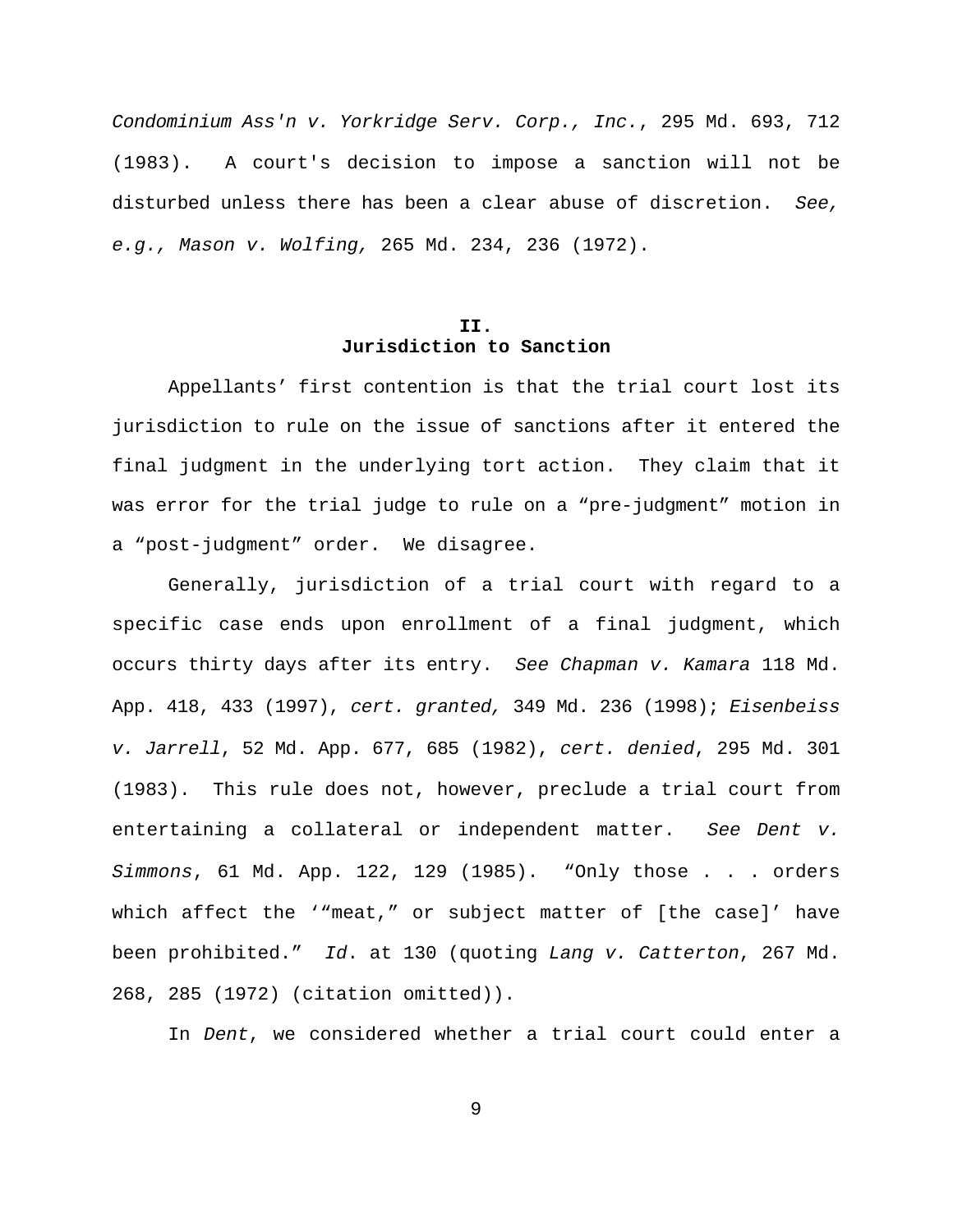*Condominium Ass'n v. Yorkridge Serv. Corp., Inc.*, 295 Md. 693, 712 (1983). A court's decision to impose a sanction will not be disturbed unless there has been a clear abuse of discretion. *See, e.g., Mason v. Wolfing,* 265 Md. 234, 236 (1972).

## II.
## Jurisdiction to Sanction

Appellants' first contention is that the trial court lost its jurisdiction to rule on the issue of sanctions after it entered the final judgment in the underlying tort action. They claim that it was error for the trial judge to rule on a "pre-judgment" motion in a "post-judgment" order. We disagree.

Generally, jurisdiction of a trial court with regard to a specific case ends upon enrollment of a final judgment, which occurs thirty days after its entry. *See Chapman v. Kamara* 118 Md. App. 418, 433 (1997), *cert. granted,* 349 Md. 236 (1998); *Eisenbeiss v. Jarrell*, 52 Md. App. 677, 685 (1982), *cert. denied*, 295 Md. 301 (1983). This rule does not, however, preclude a trial court from entertaining a collateral or independent matter. *See Dent v. Simmons*, 61 Md. App. 122, 129 (1985). "Only those . . . orders which affect the '"meat," or subject matter of [the case]' have been prohibited." *Id*. at 130 (quoting *Lang v. Catterton*, 267 Md. 268, 285 (1972) (citation omitted)).

In *Dent*, we considered whether a trial court could enter a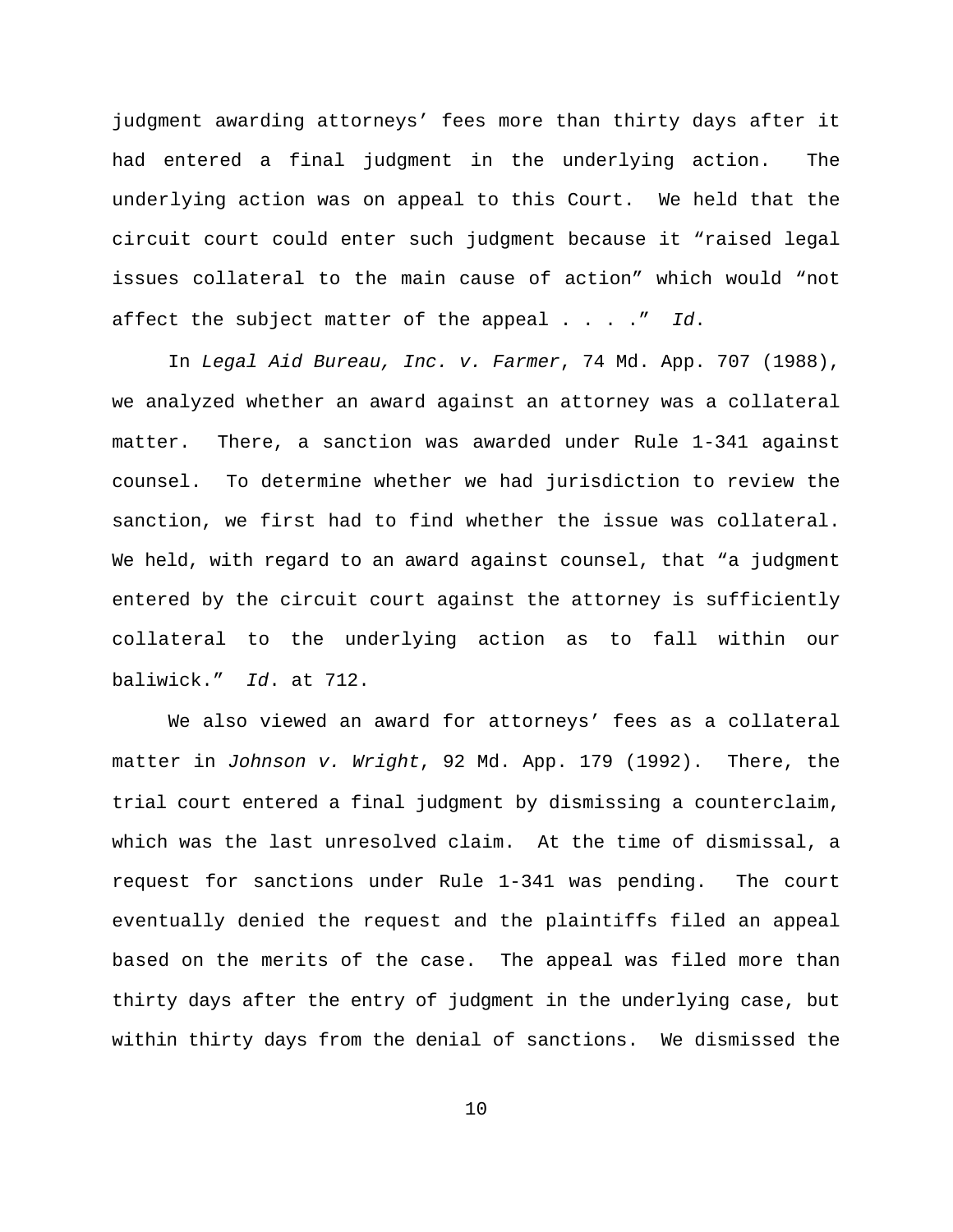judgment awarding attorneys' fees more than thirty days after it had entered a final judgment in the underlying action. The underlying action was on appeal to this Court. We held that the circuit court could enter such judgment because it "raised legal issues collateral to the main cause of action" which would "not affect the subject matter of the appeal . . . ." *Id.*

In *Legal Aid Bureau, Inc. v. Farmer*, 74 Md. App. 707 (1988), we analyzed whether an award against an attorney was a collateral matter. There, a sanction was awarded under Rule 1-341 against counsel. To determine whether we had jurisdiction to review the sanction, we first had to find whether the issue was collateral. We held, with regard to an award against counsel, that "a judgment entered by the circuit court against the attorney is sufficiently collateral to the underlying action as to fall within our baliwick." *Id.* at 712.

We also viewed an award for attorneys' fees as a collateral matter in *Johnson v. Wright*, 92 Md. App. 179 (1992). There, the trial court entered a final judgment by dismissing a counterclaim, which was the last unresolved claim. At the time of dismissal, a request for sanctions under Rule 1-341 was pending. The court eventually denied the request and the plaintiffs filed an appeal based on the merits of the case. The appeal was filed more than thirty days after the entry of judgment in the underlying case, but within thirty days from the denial of sanctions. We dismissed the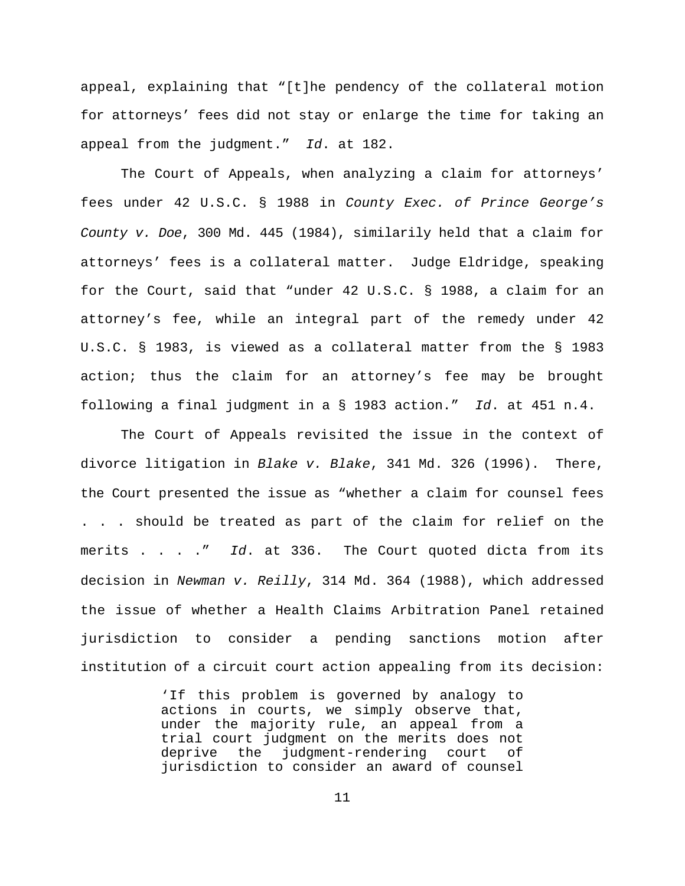appeal, explaining that "[t]he pendency of the collateral motion for attorneys' fees did not stay or enlarge the time for taking an appeal from the judgment." *Id*. at 182.

The Court of Appeals, when analyzing a claim for attorneys' fees under 42 U.S.C. § 1988 in *County Exec. of Prince George's County v. Doe*, 300 Md. 445 (1984), similarily held that a claim for attorneys' fees is a collateral matter. Judge Eldridge, speaking for the Court, said that "under 42 U.S.C. § 1988, a claim for an attorney's fee, while an integral part of the remedy under 42 U.S.C. § 1983, is viewed as a collateral matter from the § 1983 action; thus the claim for an attorney's fee may be brought following a final judgment in a § 1983 action." *Id*. at 451 n.4.

The Court of Appeals revisited the issue in the context of divorce litigation in *Blake v. Blake*, 341 Md. 326 (1996). There, the Court presented the issue as "whether a claim for counsel fees . . . should be treated as part of the claim for relief on the merits . . . ." *Id*. at 336. The Court quoted dicta from its decision in *Newman v. Reilly*, 314 Md. 364 (1988), which addressed the issue of whether a Health Claims Arbitration Panel retained jurisdiction to consider a pending sanctions motion after institution of a circuit court action appealing from its decision:

> 'If this problem is governed by analogy to actions in courts, we simply observe that, under the majority rule, an appeal from a trial court judgment on the merits does not deprive the judgment-rendering court of jurisdiction to consider an award of counsel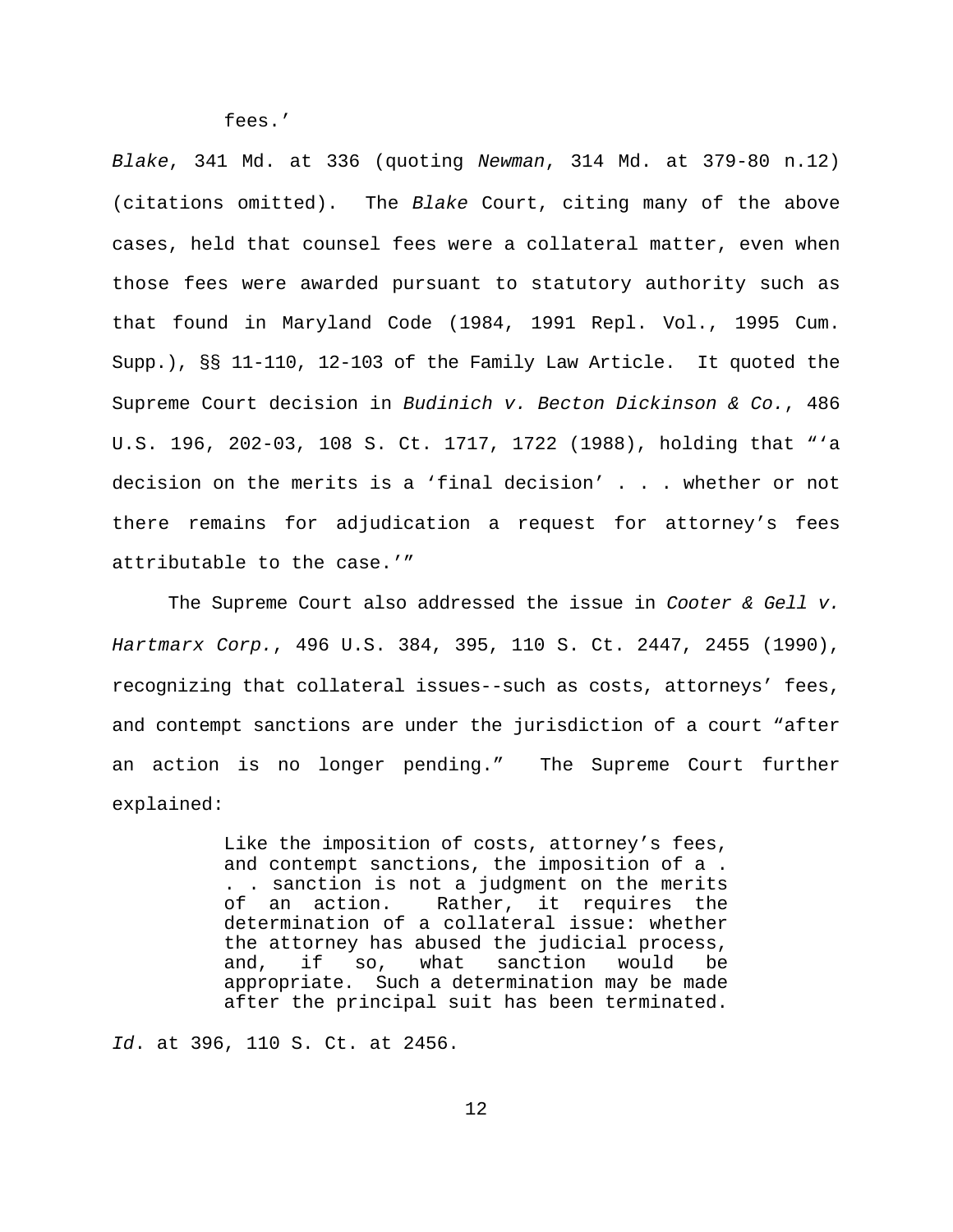fees.'

*Blake*, 341 Md. at 336 (quoting *Newman*, 314 Md. at 379-80 n.12) (citations omitted). The *Blake* Court, citing many of the above cases, held that counsel fees were a collateral matter, even when those fees were awarded pursuant to statutory authority such as that found in Maryland Code (1984, 1991 Repl. Vol., 1995 Cum. Supp.), §§ 11-110, 12-103 of the Family Law Article. It quoted the Supreme Court decision in *Budinich v. Becton Dickinson & Co.*, 486 U.S. 196, 202-03, 108 S. Ct. 1717, 1722 (1988), holding that "'a decision on the merits is a 'final decision' . . . whether or not there remains for adjudication a request for attorney's fees attributable to the case.'"

The Supreme Court also addressed the issue in *Cooter & Gell v. Hartmarx Corp.*, 496 U.S. 384, 395, 110 S. Ct. 2447, 2455 (1990), recognizing that collateral issues--such as costs, attorneys' fees, and contempt sanctions are under the jurisdiction of a court "after an action is no longer pending." The Supreme Court further explained:

> Like the imposition of costs, attorney's fees, and contempt sanctions, the imposition of a . . . sanction is not a judgment on the merits of an action. Rather, it requires the determination of a collateral issue: whether the attorney has abused the judicial process, and, if so, what sanction would be appropriate. Such a determination may be made after the principal suit has been terminated.

*Id*. at 396, 110 S. Ct. at 2456.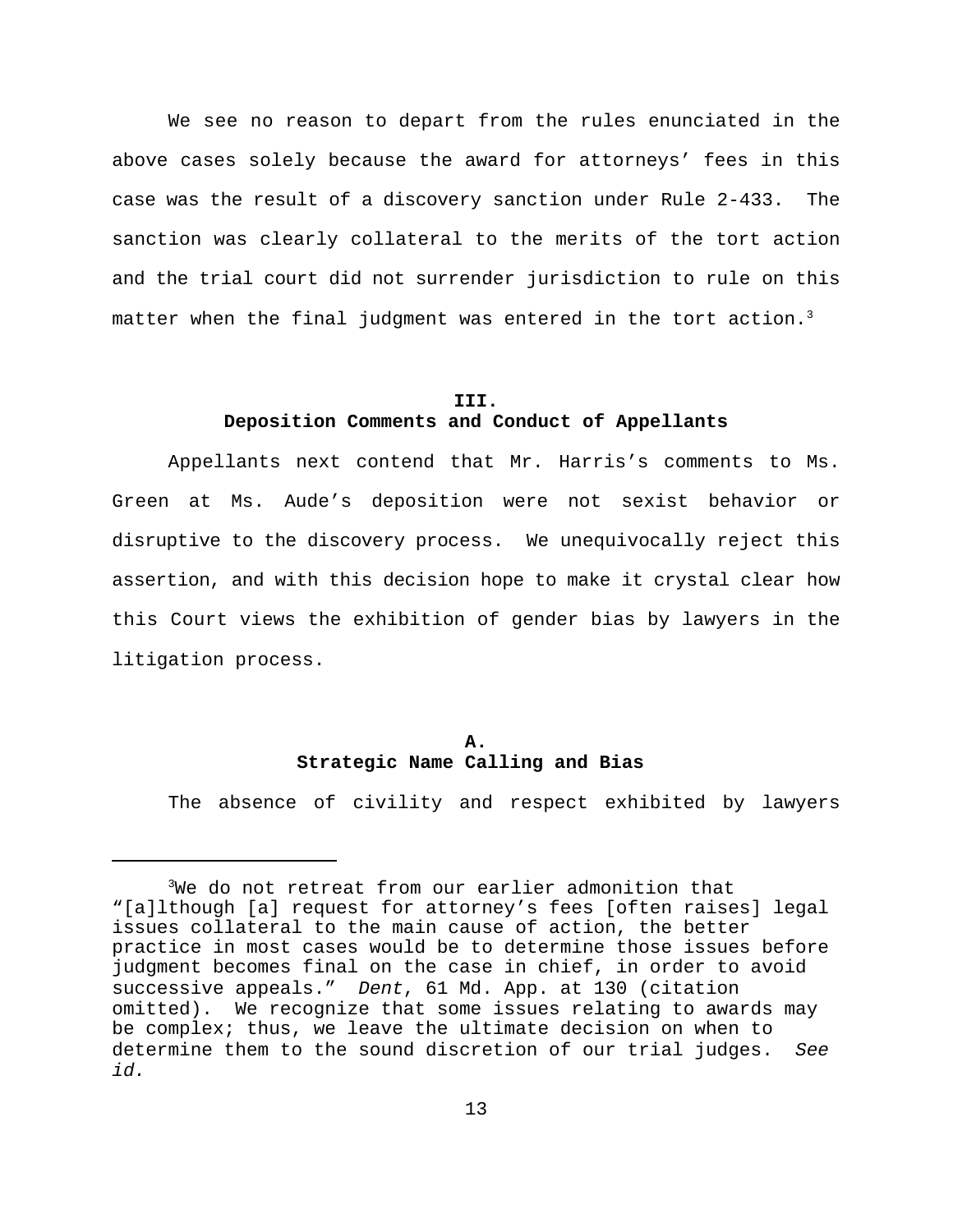We see no reason to depart from the rules enunciated in the above cases solely because the award for attorneys' fees in this case was the result of a discovery sanction under Rule 2-433. The sanction was clearly collateral to the merits of the tort action and the trial court did not surrender jurisdiction to rule on this matter when the final judgment was entered in the tort action.[3]

## III.
## Deposition Comments and Conduct of Appellants

Appellants next contend that Mr. Harris's comments to Ms. Green at Ms. Aude's deposition were not sexist behavior or disruptive to the discovery process. We unequivocally reject this assertion, and with this decision hope to make it crystal clear how this Court views the exhibition of gender bias by lawyers in the litigation process.

### A.
### Strategic Name Calling and Bias

The absence of civility and respect exhibited by lawyers

---

[3]We do not retreat from our earlier admonition that "[a]lthough [a] request for attorney's fees [often raises] legal issues collateral to the main cause of action, the better practice in most cases would be to determine those issues before judgment becomes final on the case in chief, in order to avoid successive appeals." *Dent*, 61 Md. App. at 130 (citation omitted). We recognize that some issues relating to awards may be complex; thus, we leave the ultimate decision on when to determine them to the sound discretion of our trial judges. *See id.*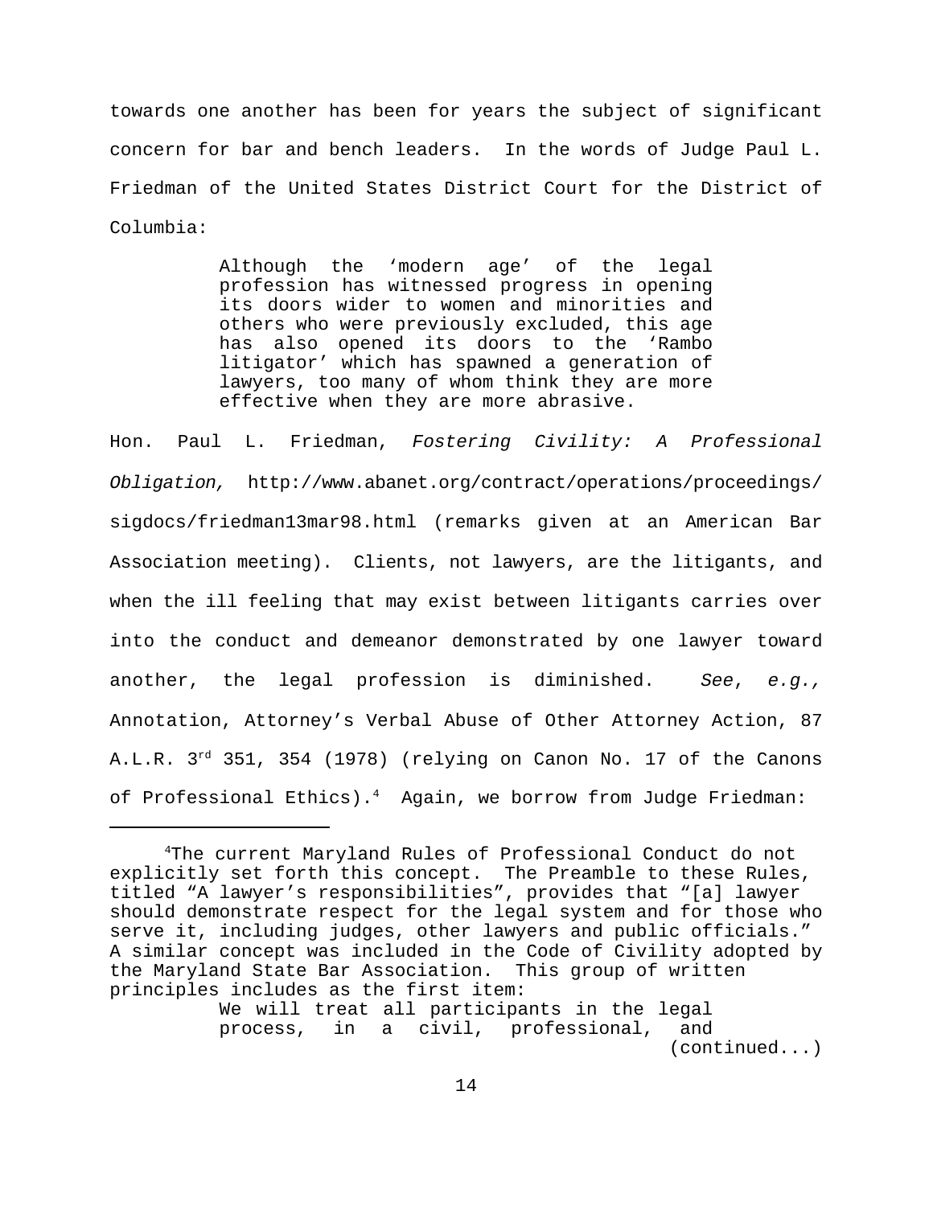towards one another has been for years the subject of significant concern for bar and bench leaders. In the words of Judge Paul L. Friedman of the United States District Court for the District of Columbia:

> Although the 'modern age' of the legal profession has witnessed progress in opening its doors wider to women and minorities and others who were previously excluded, this age has also opened its doors to the 'Rambo litigator' which has spawned a generation of lawyers, too many of whom think they are more effective when they are more abrasive.

Hon. Paul L. Friedman, *Fostering Civility: A Professional Obligation,* http://www.abanet.org/contract/operations/proceedings/sigdocs/friedman13mar98.html (remarks given at an American Bar Association meeting). Clients, not lawyers, are the litigants, and when the ill feeling that may exist between litigants carries over into the conduct and demeanor demonstrated by one lawyer toward another, the legal profession is diminished. *See*, *e.g.,* Annotation, Attorney's Verbal Abuse of Other Attorney Action, 87 A.L.R. 3rd 351, 354 (1978) (relying on Canon No. 17 of the Canons of Professional Ethics).[4] Again, we borrow from Judge Friedman:

---

[4]The current Maryland Rules of Professional Conduct do not explicitly set forth this concept. The Preamble to these Rules, titled "A lawyer's responsibilities", provides that "[a] lawyer should demonstrate respect for the legal system and for those who serve it, including judges, other lawyers and public officials." A similar concept was included in the Code of Civility adopted by the Maryland State Bar Association. This group of written principles includes as the first item:

> We will treat all participants in the legal process, in a civil, professional, and

(continued...)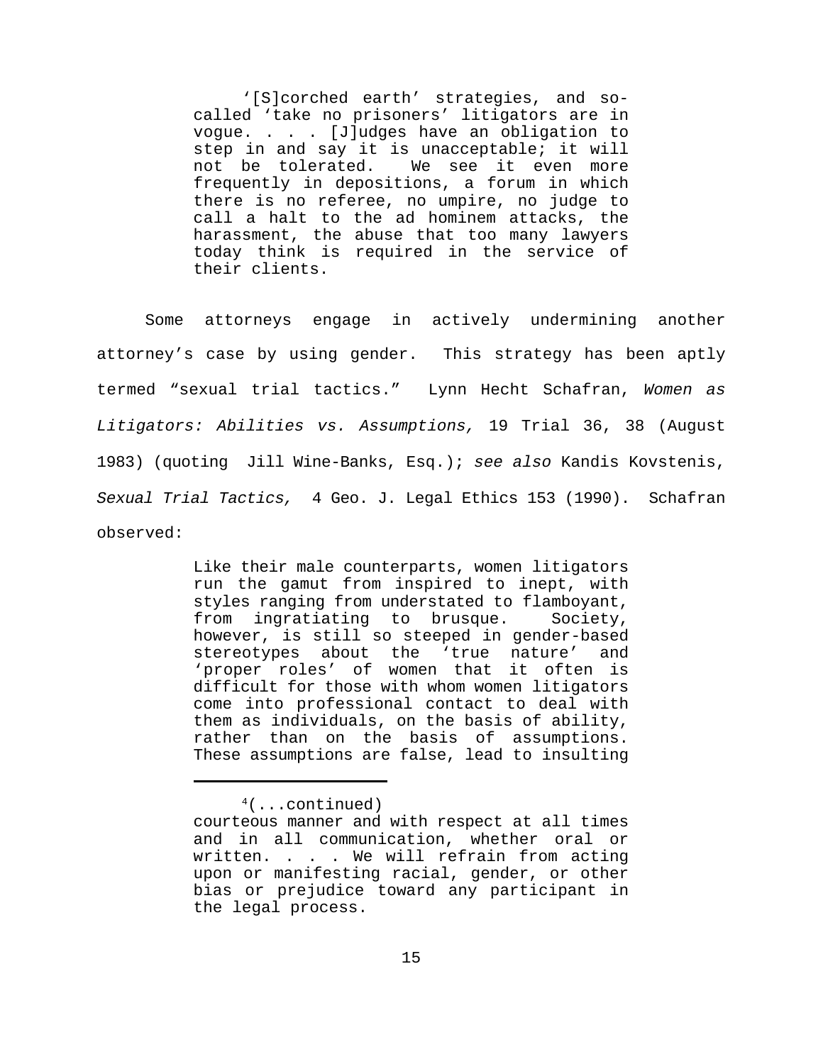> '[S]corched earth' strategies, and so-called 'take no prisoners' litigators are in vogue. . . . [J]udges have an obligation to step in and say it is unacceptable; it will not be tolerated. We see it even more frequently in depositions, a forum in which there is no referee, no umpire, no judge to call a halt to the ad hominem attacks, the harassment, the abuse that too many lawyers today think is required in the service of their clients.

Some attorneys engage in actively undermining another attorney's case by using gender. This strategy has been aptly termed "sexual trial tactics." Lynn Hecht Schafran, *Women as Litigators: Abilities vs. Assumptions,* 19 Trial 36, 38 (August 1983) (quoting Jill Wine-Banks, Esq.); *see also* Kandis Kovstenis, *Sexual Trial Tactics,* 4 Geo. J. Legal Ethics 153 (1990). Schafran observed:

> Like their male counterparts, women litigators run the gamut from inspired to inept, with styles ranging from understated to flamboyant, from ingratiating to brusque. Society, however, is still so steeped in gender-based stereotypes about the 'true nature' and 'proper roles' of women that it often is difficult for those with whom women litigators come into professional contact to deal with them as individuals, on the basis of ability, rather than on the basis of assumptions. These assumptions are false, lead to insulting

---

[4](...continued)
courteous manner and with respect at all times and in all communication, whether oral or written. . . . We will refrain from acting upon or manifesting racial, gender, or other bias or prejudice toward any participant in the legal process.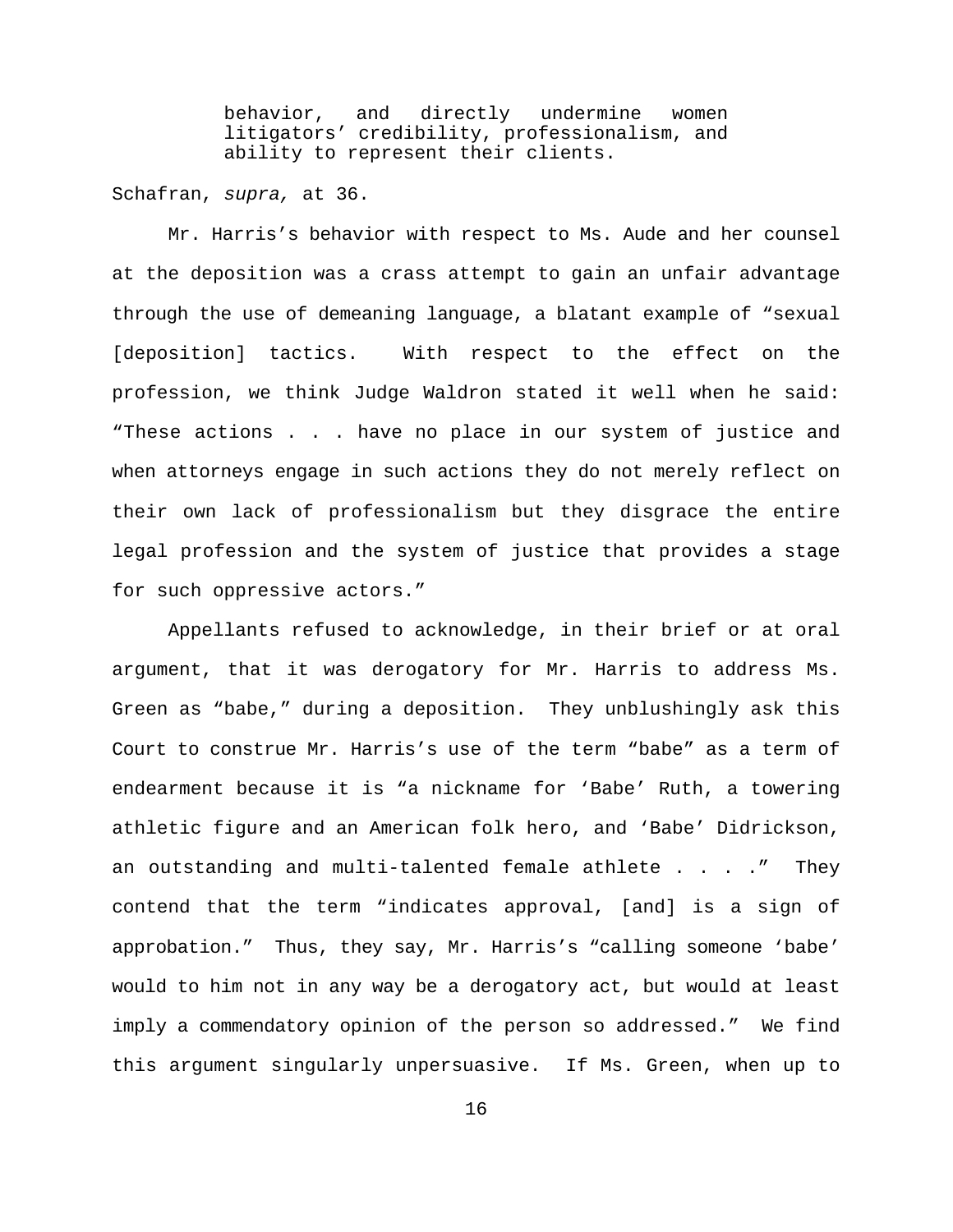> behavior, and directly undermine women litigators' credibility, professionalism, and ability to represent their clients.

Schafran, *supra,* at 36.

Mr. Harris's behavior with respect to Ms. Aude and her counsel at the deposition was a crass attempt to gain an unfair advantage through the use of demeaning language, a blatant example of "sexual [deposition] tactics. With respect to the effect on the profession, we think Judge Waldron stated it well when he said: "These actions . . . have no place in our system of justice and when attorneys engage in such actions they do not merely reflect on their own lack of professionalism but they disgrace the entire legal profession and the system of justice that provides a stage for such oppressive actors."

Appellants refused to acknowledge, in their brief or at oral argument, that it was derogatory for Mr. Harris to address Ms. Green as "babe," during a deposition. They unblushingly ask this Court to construe Mr. Harris's use of the term "babe" as a term of endearment because it is "a nickname for 'Babe' Ruth, a towering athletic figure and an American folk hero, and 'Babe' Didrickson, an outstanding and multi-talented female athlete . . . ." They contend that the term "indicates approval, [and] is a sign of approbation." Thus, they say, Mr. Harris's "calling someone 'babe' would to him not in any way be a derogatory act, but would at least imply a commendatory opinion of the person so addressed." We find this argument singularly unpersuasive. If Ms. Green, when up to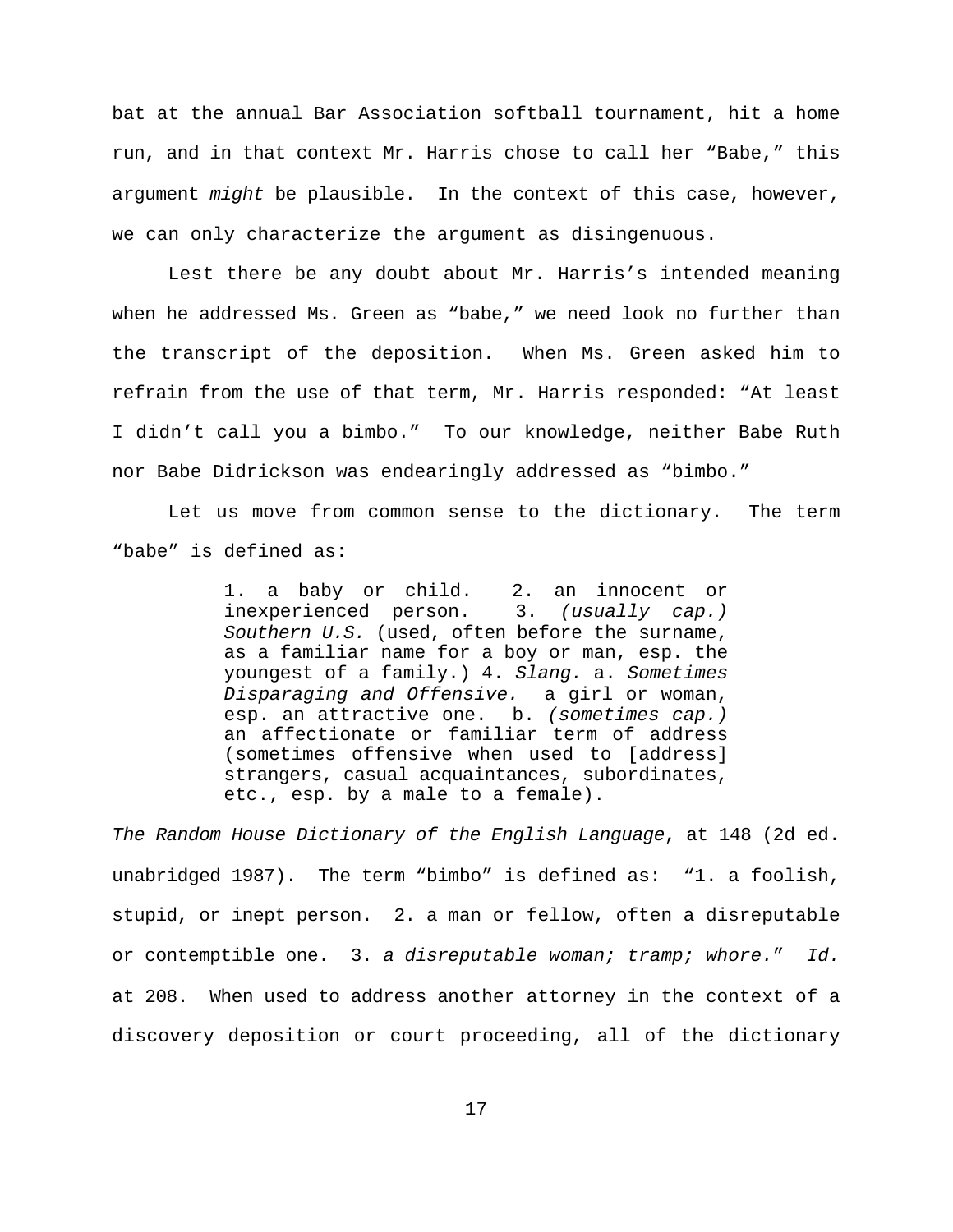bat at the annual Bar Association softball tournament, hit a home run, and in that context Mr. Harris chose to call her "Babe," this argument *might* be plausible. In the context of this case, however, we can only characterize the argument as disingenuous.

Lest there be any doubt about Mr. Harris's intended meaning when he addressed Ms. Green as "babe," we need look no further than the transcript of the deposition. When Ms. Green asked him to refrain from the use of that term, Mr. Harris responded: "At least I didn't call you a bimbo." To our knowledge, neither Babe Ruth nor Babe Didrickson was endearingly addressed as "bimbo."

Let us move from common sense to the dictionary. The term "babe" is defined as:

> 1. a baby or child. 2. an innocent or inexperienced person. 3. *(usually cap.) Southern U.S.* (used, often before the surname, as a familiar name for a boy or man, esp. the youngest of a family.) 4. *Slang.* a. *Sometimes Disparaging and Offensive.* a girl or woman, esp. an attractive one. b. *(sometimes cap.)* an affectionate or familiar term of address (sometimes offensive when used to [address] strangers, casual acquaintances, subordinates, etc., esp. by a male to a female).

*The Random House Dictionary of the English Language*, at 148 (2d ed. unabridged 1987). The term "bimbo" is defined as: "1. a foolish, stupid, or inept person. 2. a man or fellow, often a disreputable or contemptible one. 3. *a disreputable woman; tramp; whore.*" *Id.* at 208. When used to address another attorney in the context of a discovery deposition or court proceeding, all of the dictionary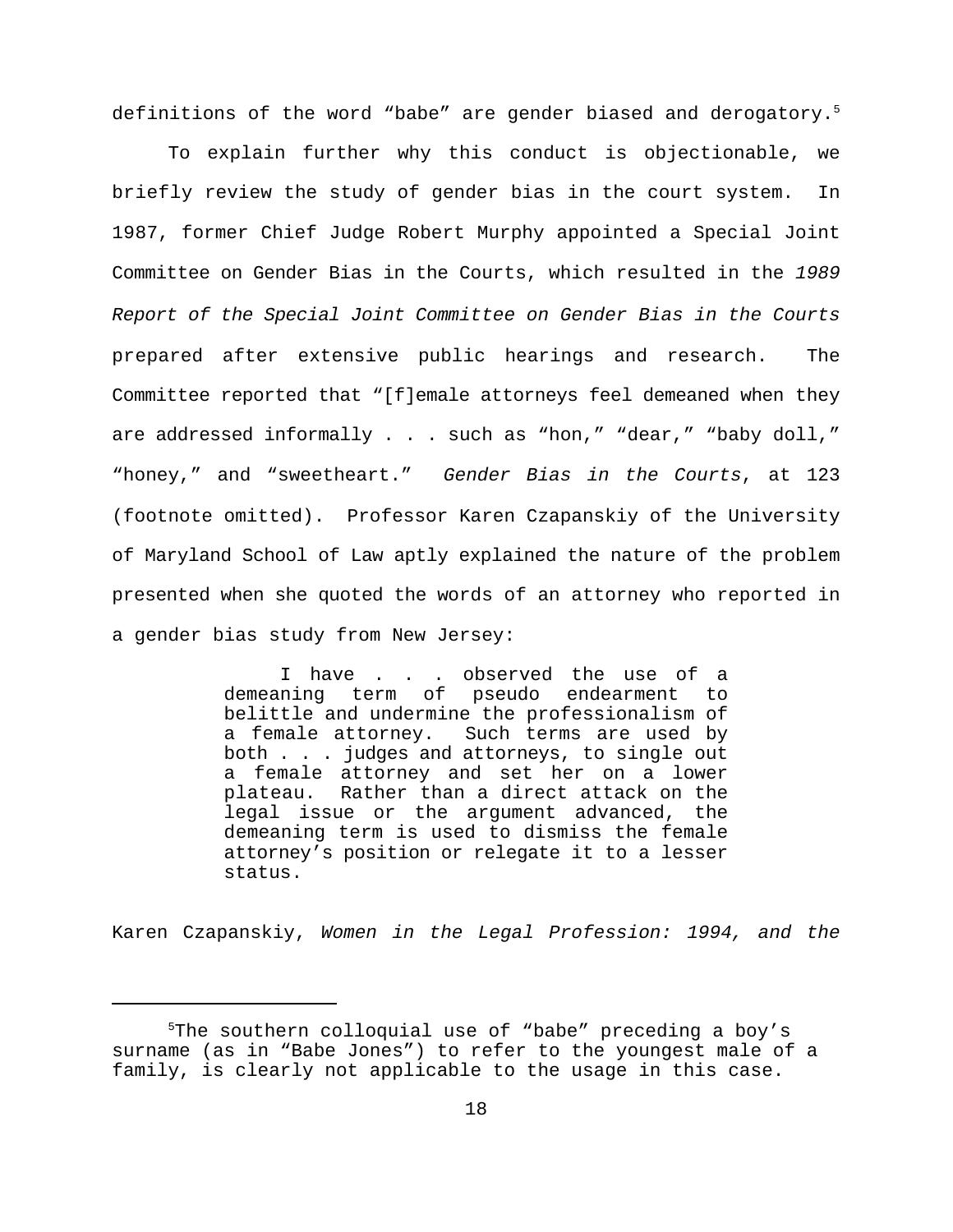definitions of the word “babe” are gender biased and derogatory.[5]

To explain further why this conduct is objectionable, we briefly review the study of gender bias in the court system. In 1987, former Chief Judge Robert Murphy appointed a Special Joint Committee on Gender Bias in the Courts, which resulted in the *1989 Report of the Special Joint Committee on Gender Bias in the Courts* prepared after extensive public hearings and research. The Committee reported that “[f]emale attorneys feel demeaned when they are addressed informally . . . such as “hon,” “dear,” “baby doll,” “honey,” and “sweetheart.” *Gender Bias in the Courts*, at 123 (footnote omitted). Professor Karen Czapanskiy of the University of Maryland School of Law aptly explained the nature of the problem presented when she quoted the words of an attorney who reported in a gender bias study from New Jersey:

> I have . . . observed the use of a demeaning term of pseudo endearment to belittle and undermine the professionalism of a female attorney. Such terms are used by both . . . judges and attorneys, to single out a female attorney and set her on a lower plateau. Rather than a direct attack on the legal issue or the argument advanced, the demeaning term is used to dismiss the female attorney’s position or relegate it to a lesser status.

Karen Czapanskiy, *Women in the Legal Profession: 1994, and the*

---

[5]The southern colloquial use of “babe” preceding a boy’s surname (as in “Babe Jones”) to refer to the youngest male of a family, is clearly not applicable to the usage in this case.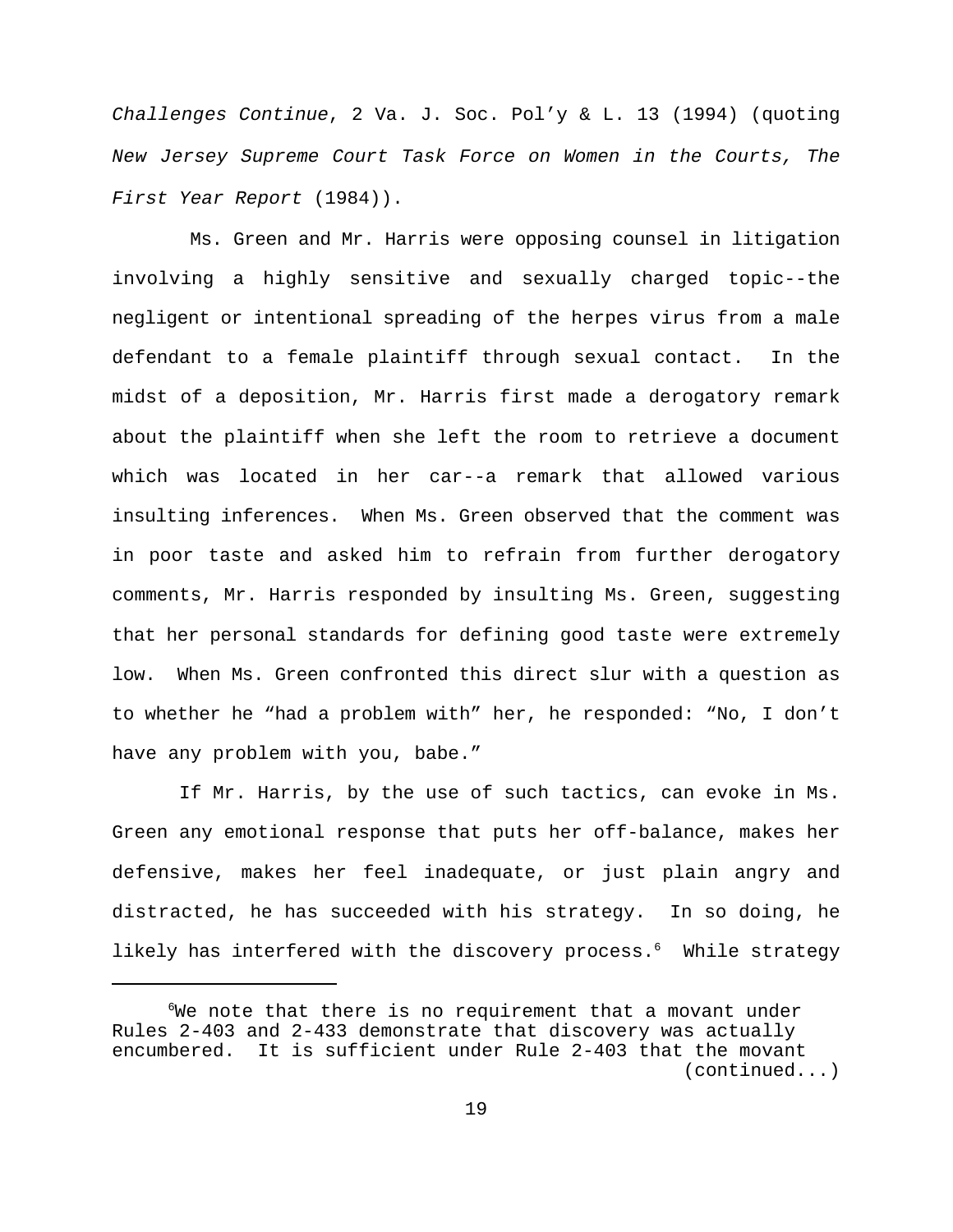*Challenges Continue*, 2 Va. J. Soc. Pol'y & L. 13 (1994) (quoting *New Jersey Supreme Court Task Force on Women in the Courts, The First Year Report* (1984)).

Ms. Green and Mr. Harris were opposing counsel in litigation involving a highly sensitive and sexually charged topic--the negligent or intentional spreading of the herpes virus from a male defendant to a female plaintiff through sexual contact. In the midst of a deposition, Mr. Harris first made a derogatory remark about the plaintiff when she left the room to retrieve a document which was located in her car--a remark that allowed various insulting inferences. When Ms. Green observed that the comment was in poor taste and asked him to refrain from further derogatory comments, Mr. Harris responded by insulting Ms. Green, suggesting that her personal standards for defining good taste were extremely low. When Ms. Green confronted this direct slur with a question as to whether he "had a problem with" her, he responded: "No, I don't have any problem with you, babe."

If Mr. Harris, by the use of such tactics, can evoke in Ms. Green any emotional response that puts her off-balance, makes her defensive, makes her feel inadequate, or just plain angry and distracted, he has succeeded with his strategy. In so doing, he likely has interfered with the discovery process.[6] While strategy

---

[6]We note that there is no requirement that a movant under Rules 2-403 and 2-433 demonstrate that discovery was actually encumbered. It is sufficient under Rule 2-403 that the movant (continued...)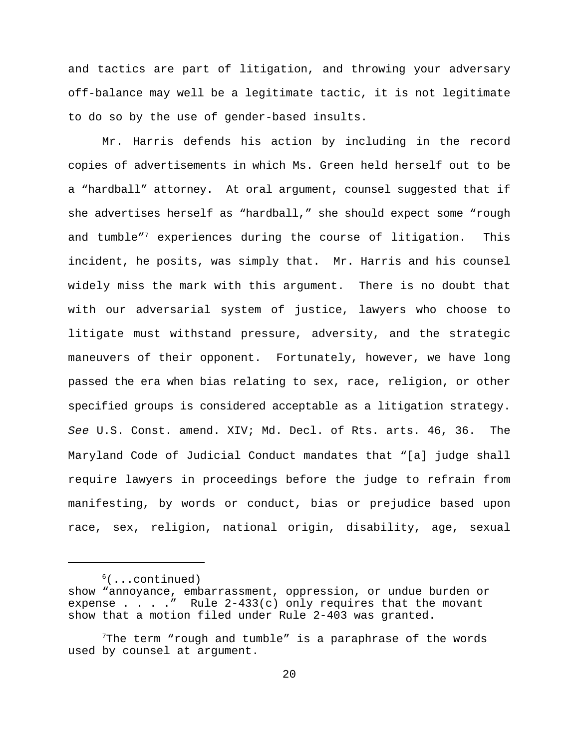and tactics are part of litigation, and throwing your adversary off-balance may well be a legitimate tactic, it is not legitimate to do so by the use of gender-based insults.

Mr. Harris defends his action by including in the record copies of advertisements in which Ms. Green held herself out to be a "hardball" attorney. At oral argument, counsel suggested that if she advertises herself as "hardball," she should expect some "rough and tumble"[7] experiences during the course of litigation. This incident, he posits, was simply that. Mr. Harris and his counsel widely miss the mark with this argument. There is no doubt that with our adversarial system of justice, lawyers who choose to litigate must withstand pressure, adversity, and the strategic maneuvers of their opponent. Fortunately, however, we have long passed the era when bias relating to sex, race, religion, or other specified groups is considered acceptable as a litigation strategy. *See* U.S. Const. amend. XIV; Md. Decl. of Rts. arts. 46, 36. The Maryland Code of Judicial Conduct mandates that "[a] judge shall require lawyers in proceedings before the judge to refrain from manifesting, by words or conduct, bias or prejudice based upon race, sex, religion, national origin, disability, age, sexual

---

[6](...continued)
show "annoyance, embarrassment, oppression, or undue burden or expense . . . ." Rule 2-433(c) only requires that the movant show that a motion filed under Rule 2-403 was granted.

[7]The term "rough and tumble" is a paraphrase of the words used by counsel at argument.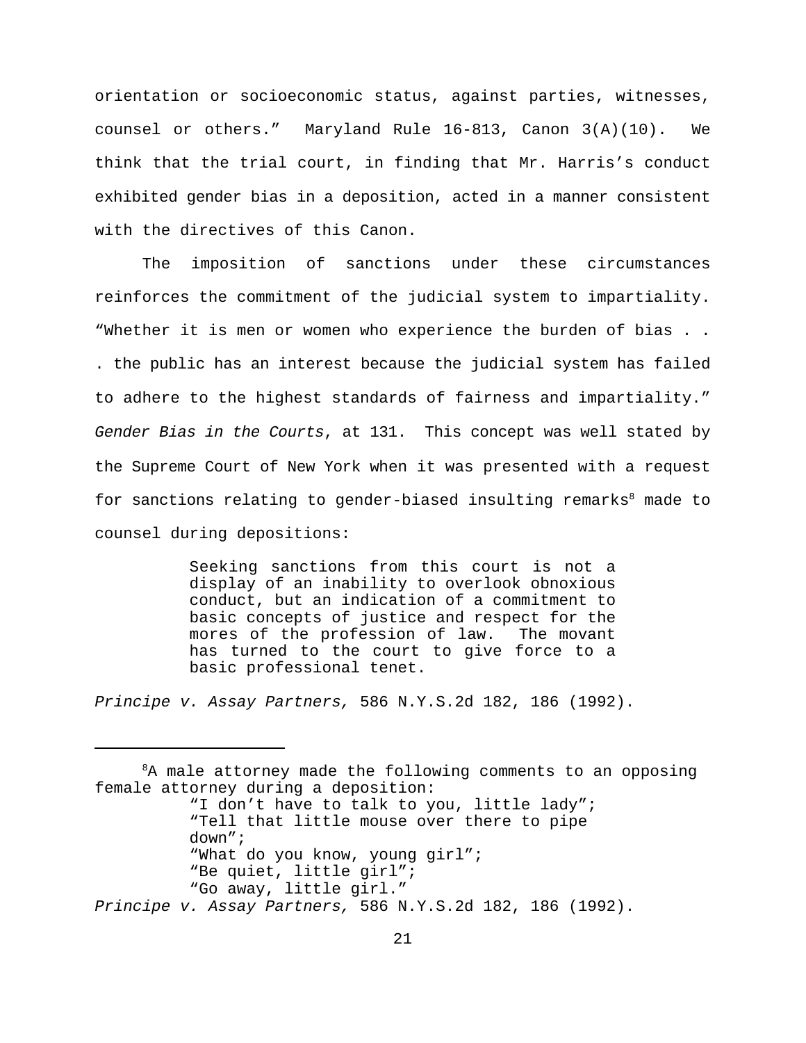orientation or socioeconomic status, against parties, witnesses, counsel or others." Maryland Rule 16-813, Canon 3(A)(10). We think that the trial court, in finding that Mr. Harris's conduct exhibited gender bias in a deposition, acted in a manner consistent with the directives of this Canon.

The imposition of sanctions under these circumstances reinforces the commitment of the judicial system to impartiality. "Whether it is men or women who experience the burden of bias . . . . the public has an interest because the judicial system has failed to adhere to the highest standards of fairness and impartiality." *Gender Bias in the Courts*, at 131. This concept was well stated by the Supreme Court of New York when it was presented with a request for sanctions relating to gender-biased insulting remarks[8] made to counsel during depositions:

> Seeking sanctions from this court is not a display of an inability to overlook obnoxious conduct, but an indication of a commitment to basic concepts of justice and respect for the mores of the profession of law. The movant has turned to the court to give force to a basic professional tenet.

*Principe v. Assay Partners,* 586 N.Y.S.2d 182, 186 (1992).

---

[8]A male attorney made the following comments to an opposing female attorney during a deposition:

> "I don't have to talk to you, little lady";
> "Tell that little mouse over there to pipe down";
> "What do you know, young girl";
> "Be quiet, little girl";
> "Go away, little girl."

*Principe v. Assay Partners,* 586 N.Y.S.2d 182, 186 (1992).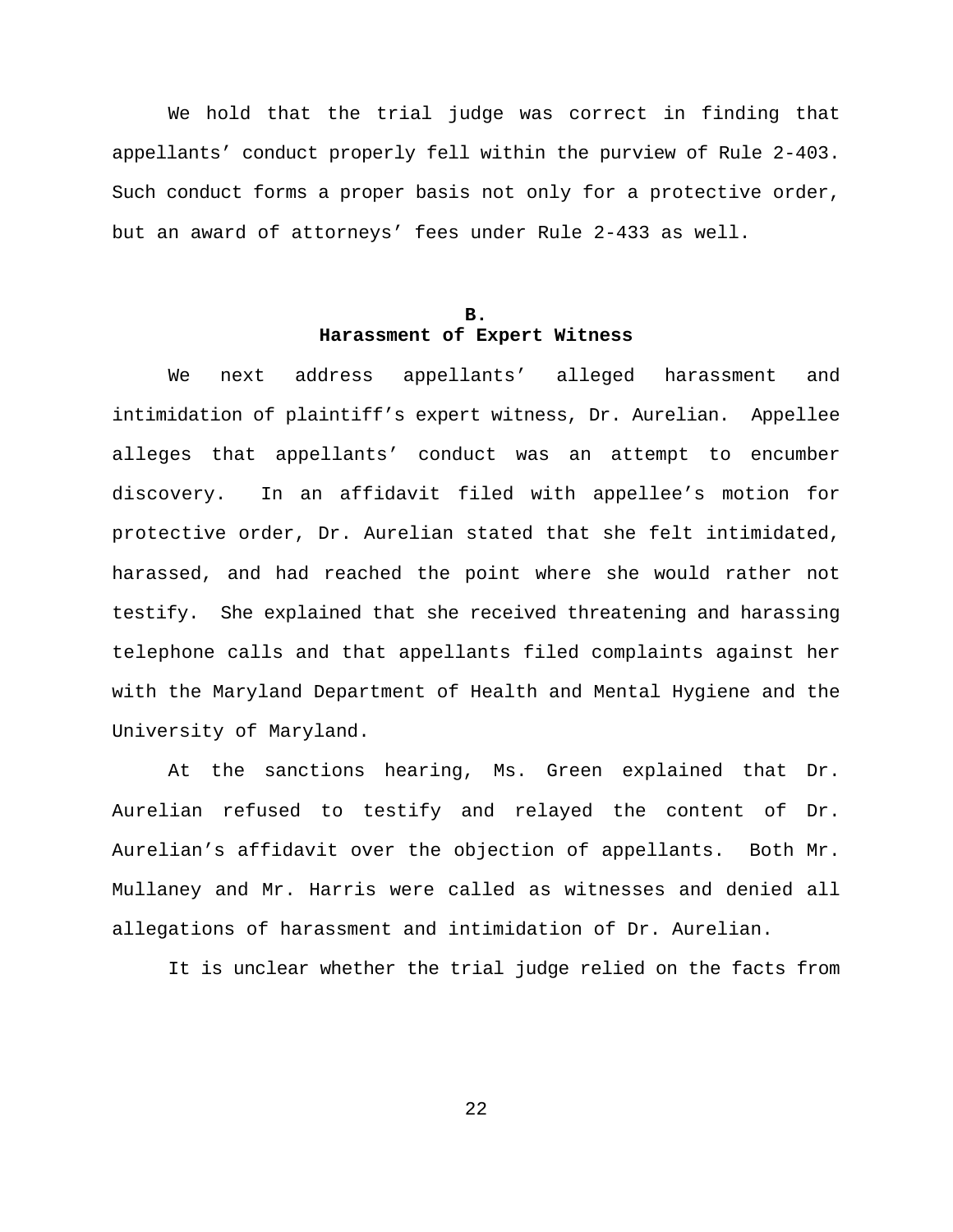We hold that the trial judge was correct in finding that appellants' conduct properly fell within the purview of Rule 2-403. Such conduct forms a proper basis not only for a protective order, but an award of attorneys' fees under Rule 2-433 as well.

### B.
### Harassment of Expert Witness

We next address appellants' alleged harassment and intimidation of plaintiff's expert witness, Dr. Aurelian. Appellee alleges that appellants' conduct was an attempt to encumber discovery. In an affidavit filed with appellee's motion for protective order, Dr. Aurelian stated that she felt intimidated, harassed, and had reached the point where she would rather not testify. She explained that she received threatening and harassing telephone calls and that appellants filed complaints against her with the Maryland Department of Health and Mental Hygiene and the University of Maryland.

At the sanctions hearing, Ms. Green explained that Dr. Aurelian refused to testify and relayed the content of Dr. Aurelian's affidavit over the objection of appellants. Both Mr. Mullaney and Mr. Harris were called as witnesses and denied all allegations of harassment and intimidation of Dr. Aurelian.

It is unclear whether the trial judge relied on the facts from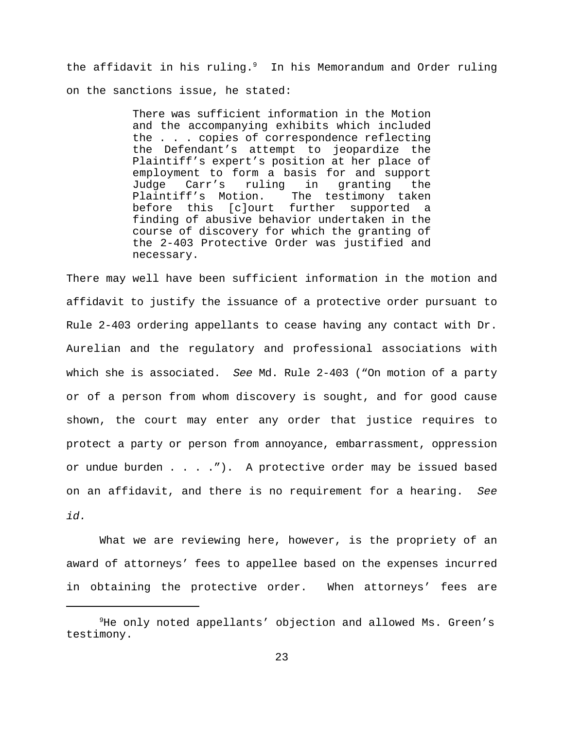the affidavit in his ruling.[9] In his Memorandum and Order ruling on the sanctions issue, he stated:

> There was sufficient information in the Motion and the accompanying exhibits which included the . . . copies of correspondence reflecting the Defendant's attempt to jeopardize the Plaintiff's expert's position at her place of employment to form a basis for and support Judge Carr's ruling in granting the Plaintiff's Motion. The testimony taken before this [c]ourt further supported a finding of abusive behavior undertaken in the course of discovery for which the granting of the 2-403 Protective Order was justified and necessary.

There may well have been sufficient information in the motion and affidavit to justify the issuance of a protective order pursuant to Rule 2-403 ordering appellants to cease having any contact with Dr. Aurelian and the regulatory and professional associations with which she is associated. *See* Md. Rule 2-403 ("On motion of a party or of a person from whom discovery is sought, and for good cause shown, the court may enter any order that justice requires to protect a party or person from annoyance, embarrassment, oppression or undue burden . . . ."). A protective order may be issued based on an affidavit, and there is no requirement for a hearing. *See id.*

What we are reviewing here, however, is the propriety of an award of attorneys' fees to appellee based on the expenses incurred in obtaining the protective order. When attorneys' fees are

[9] He only noted appellants' objection and allowed Ms. Green's testimony.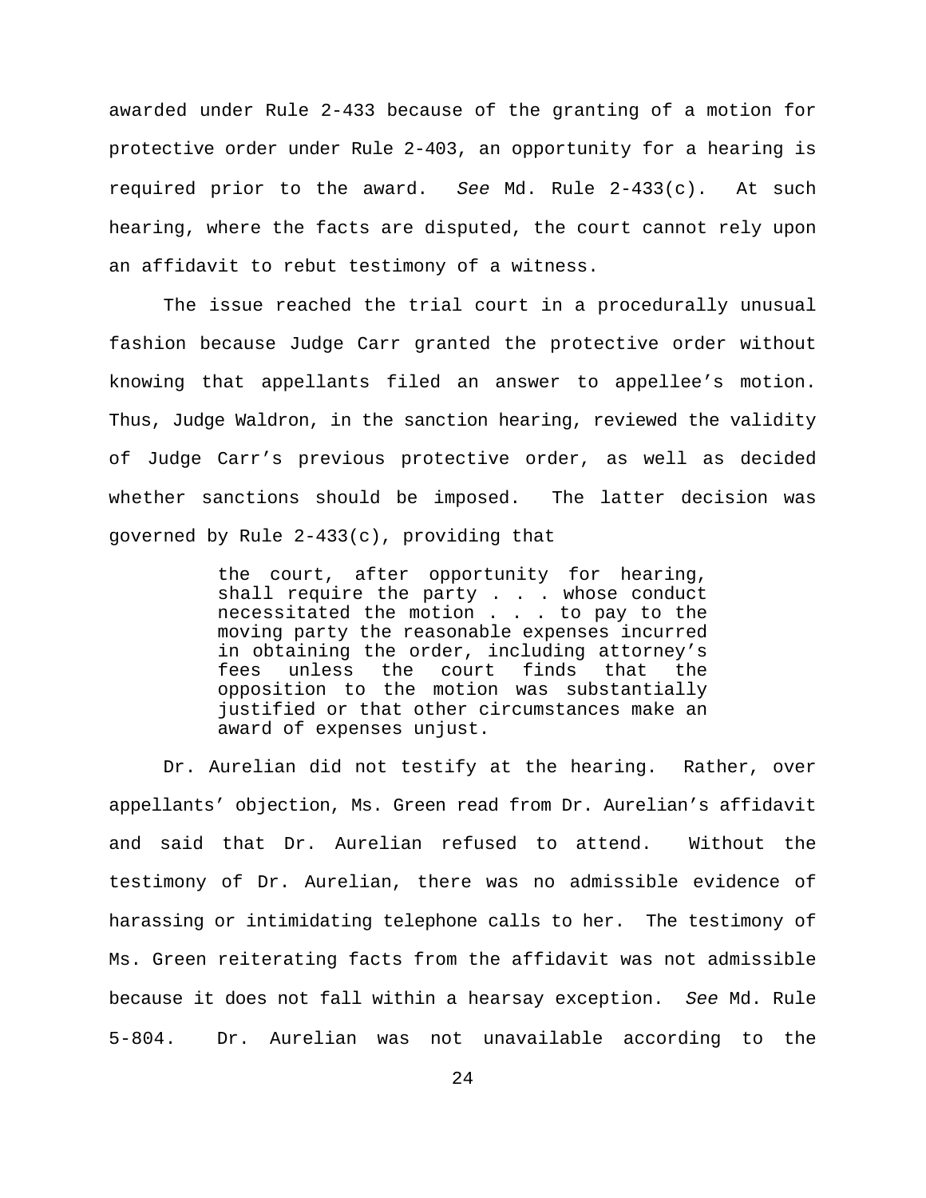awarded under Rule 2-433 because of the granting of a motion for protective order under Rule 2-403, an opportunity for a hearing is required prior to the award. *See* Md. Rule 2-433(c). At such hearing, where the facts are disputed, the court cannot rely upon an affidavit to rebut testimony of a witness.

The issue reached the trial court in a procedurally unusual fashion because Judge Carr granted the protective order without knowing that appellants filed an answer to appellee's motion. Thus, Judge Waldron, in the sanction hearing, reviewed the validity of Judge Carr's previous protective order, as well as decided whether sanctions should be imposed. The latter decision was governed by Rule 2-433(c), providing that

> the court, after opportunity for hearing, shall require the party . . . whose conduct necessitated the motion . . . to pay to the moving party the reasonable expenses incurred in obtaining the order, including attorney's fees unless the court finds that the opposition to the motion was substantially justified or that other circumstances make an award of expenses unjust.

Dr. Aurelian did not testify at the hearing. Rather, over appellants' objection, Ms. Green read from Dr. Aurelian's affidavit and said that Dr. Aurelian refused to attend. Without the testimony of Dr. Aurelian, there was no admissible evidence of harassing or intimidating telephone calls to her. The testimony of Ms. Green reiterating facts from the affidavit was not admissible because it does not fall within a hearsay exception. *See* Md. Rule 5-804. Dr. Aurelian was not unavailable according to the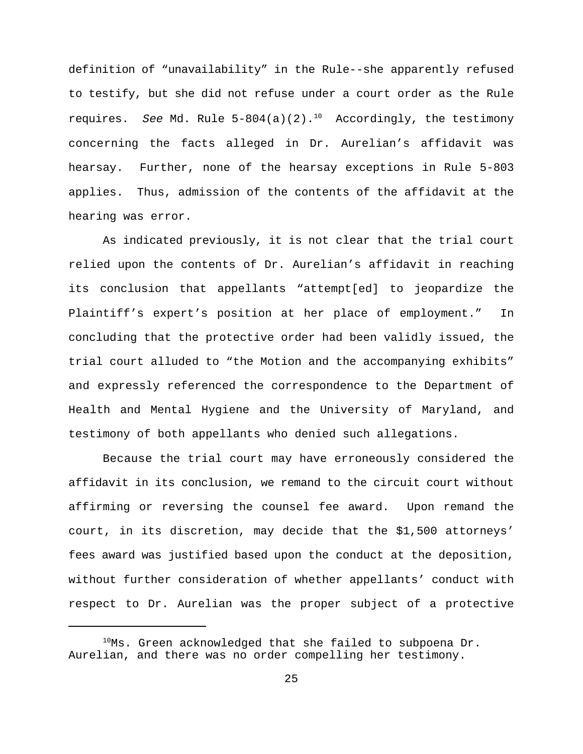definition of "unavailability" in the Rule--she apparently refused to testify, but she did not refuse under a court order as the Rule requires. *See* Md. Rule 5-804(a)(2).[10] Accordingly, the testimony concerning the facts alleged in Dr. Aurelian's affidavit was hearsay. Further, none of the hearsay exceptions in Rule 5-803 applies. Thus, admission of the contents of the affidavit at the hearing was error.

As indicated previously, it is not clear that the trial court relied upon the contents of Dr. Aurelian's affidavit in reaching its conclusion that appellants "attempt[ed] to jeopardize the Plaintiff's expert's position at her place of employment." In concluding that the protective order had been validly issued, the trial court alluded to "the Motion and the accompanying exhibits" and expressly referenced the correspondence to the Department of Health and Mental Hygiene and the University of Maryland, and testimony of both appellants who denied such allegations.

Because the trial court may have erroneously considered the affidavit in its conclusion, we remand to the circuit court without affirming or reversing the counsel fee award. Upon remand the court, in its discretion, may decide that the $1,500 attorneys' fees award was justified based upon the conduct at the deposition, without further consideration of whether appellants' conduct with respect to Dr. Aurelian was the proper subject of a protective

[10] Ms. Green acknowledged that she failed to subpoena Dr. Aurelian, and there was no order compelling her testimony.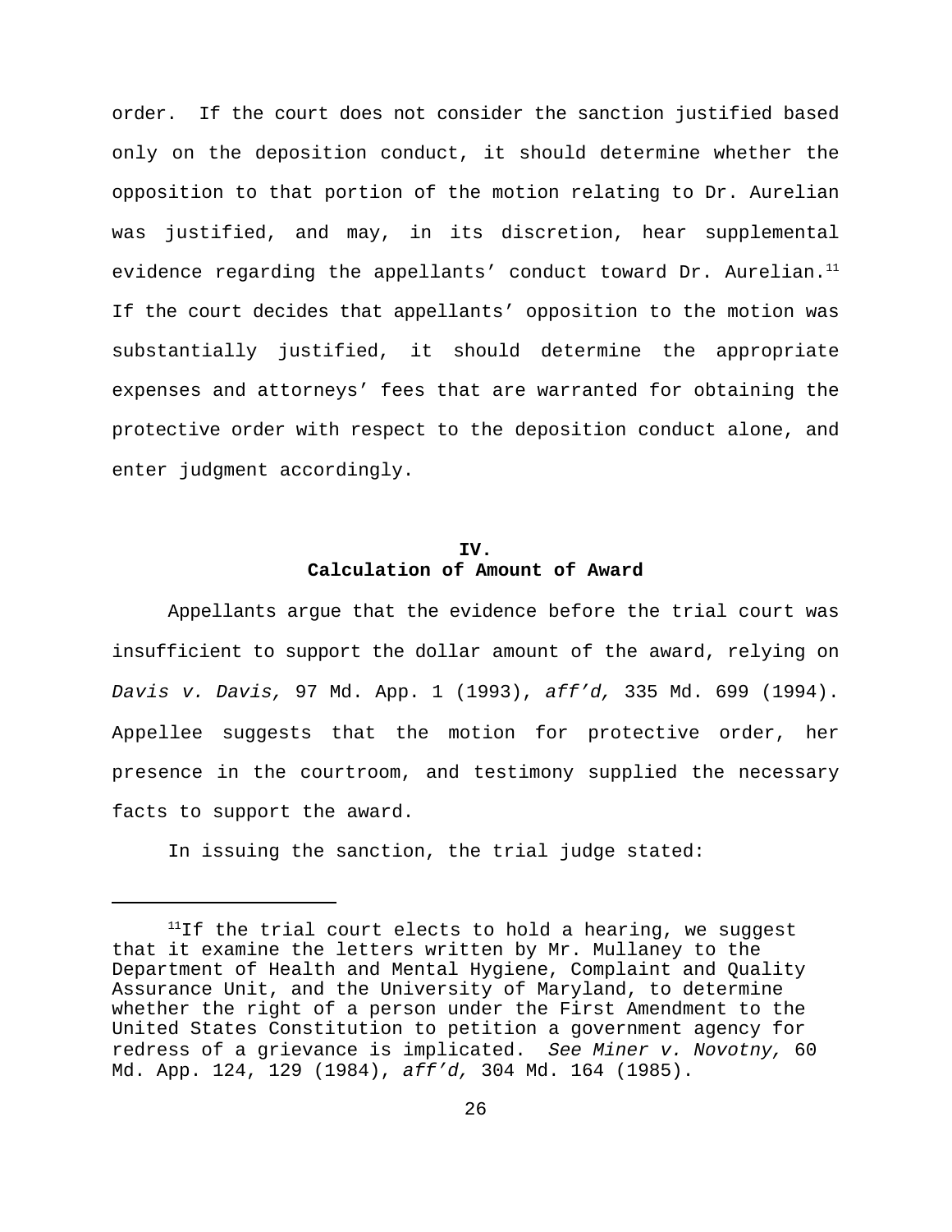order. If the court does not consider the sanction justified based only on the deposition conduct, it should determine whether the opposition to that portion of the motion relating to Dr. Aurelian was justified, and may, in its discretion, hear supplemental evidence regarding the appellants' conduct toward Dr. Aurelian.[11] If the court decides that appellants' opposition to the motion was substantially justified, it should determine the appropriate expenses and attorneys' fees that are warranted for obtaining the protective order with respect to the deposition conduct alone, and enter judgment accordingly.

## IV.
## Calculation of Amount of Award

Appellants argue that the evidence before the trial court was insufficient to support the dollar amount of the award, relying on *Davis v. Davis,* 97 Md. App. 1 (1993), *aff'd,* 335 Md. 699 (1994). Appellee suggests that the motion for protective order, her presence in the courtroom, and testimony supplied the necessary facts to support the award.

In issuing the sanction, the trial judge stated:

---

[11] If the trial court elects to hold a hearing, we suggest that it examine the letters written by Mr. Mullaney to the Department of Health and Mental Hygiene, Complaint and Quality Assurance Unit, and the University of Maryland, to determine whether the right of a person under the First Amendment to the United States Constitution to petition a government agency for redress of a grievance is implicated. *See Miner v. Novotny,* 60 Md. App. 124, 129 (1984), *aff'd,* 304 Md. 164 (1985).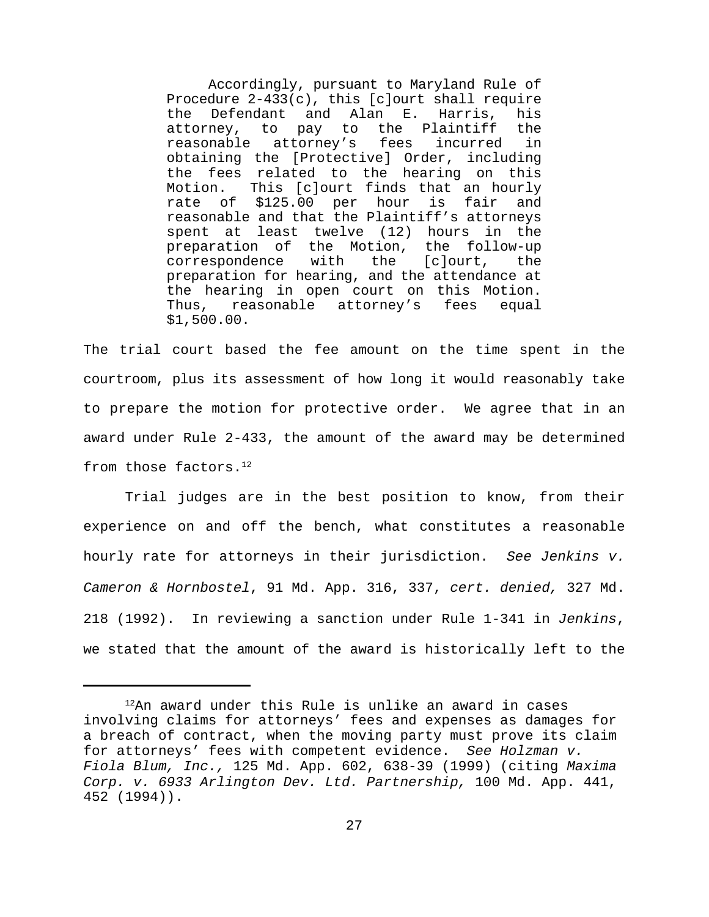> Accordingly, pursuant to Maryland Rule of Procedure 2-433(c), this [c]ourt shall require the Defendant and Alan E. Harris, his attorney, to pay to the Plaintiff the reasonable attorney's fees incurred in obtaining the [Protective] Order, including the fees related to the hearing on this Motion. This [c]ourt finds that an hourly rate of $125.00 per hour is fair and reasonable and that the Plaintiff's attorneys spent at least twelve (12) hours in the preparation of the Motion, the follow-up correspondence with the [c]ourt, the preparation for hearing, and the attendance at the hearing in open court on this Motion. Thus, reasonable attorney's fees equal $1,500.00.

The trial court based the fee amount on the time spent in the courtroom, plus its assessment of how long it would reasonably take to prepare the motion for protective order. We agree that in an award under Rule 2-433, the amount of the award may be determined from those factors.[12]

Trial judges are in the best position to know, from their experience on and off the bench, what constitutes a reasonable hourly rate for attorneys in their jurisdiction. *See Jenkins v. Cameron & Hornbostel*, 91 Md. App. 316, 337, *cert. denied,* 327 Md. 218 (1992). In reviewing a sanction under Rule 1-341 in *Jenkins*, we stated that the amount of the award is historically left to the

---

[12]An award under this Rule is unlike an award in cases involving claims for attorneys' fees and expenses as damages for a breach of contract, when the moving party must prove its claim for attorneys' fees with competent evidence. *See Holzman v. Fiola Blum, Inc.,* 125 Md. App. 602, 638-39 (1999) (citing *Maxima Corp. v. 6933 Arlington Dev. Ltd. Partnership,* 100 Md. App. 441, 452 (1994)).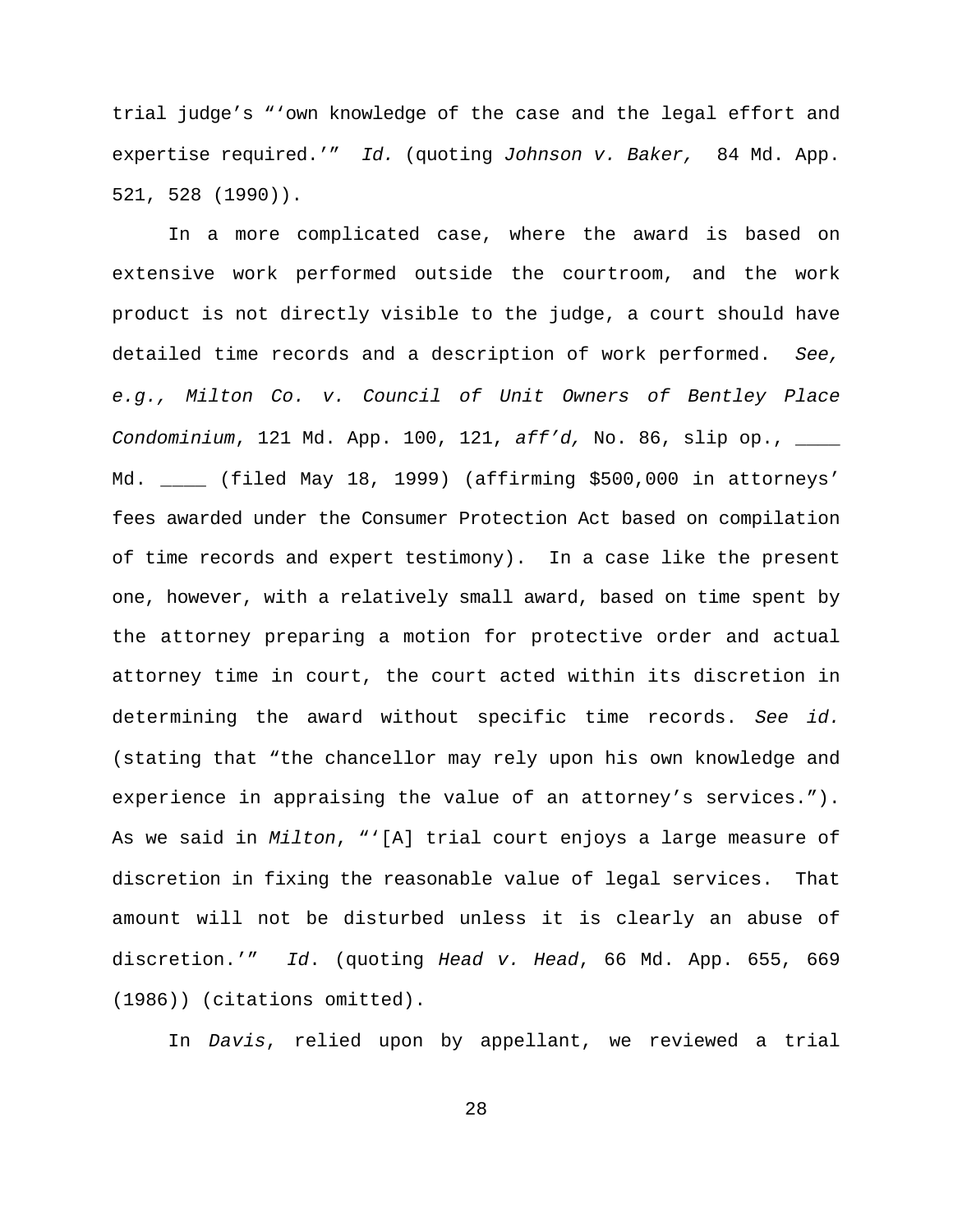trial judge's "'own knowledge of the case and the legal effort and expertise required.'" *Id.* (quoting *Johnson v. Baker,* 84 Md. App. 521, 528 (1990)).

In a more complicated case, where the award is based on extensive work performed outside the courtroom, and the work product is not directly visible to the judge, a court should have detailed time records and a description of work performed. *See, e.g., Milton Co. v. Council of Unit Owners of Bentley Place Condominium*, 121 Md. App. 100, 121, *aff'd,* No. 86, slip op., ____ Md. ____ (filed May 18, 1999) (affirming $500,000 in attorneys' fees awarded under the Consumer Protection Act based on compilation of time records and expert testimony). In a case like the present one, however, with a relatively small award, based on time spent by the attorney preparing a motion for protective order and actual attorney time in court, the court acted within its discretion in determining the award without specific time records. *See id.* (stating that "the chancellor may rely upon his own knowledge and experience in appraising the value of an attorney's services."). As we said in *Milton*, "'[A] trial court enjoys a large measure of discretion in fixing the reasonable value of legal services. That amount will not be disturbed unless it is clearly an abuse of discretion.'" *Id*. (quoting *Head v. Head*, 66 Md. App. 655, 669 (1986)) (citations omitted).

In *Davis*, relied upon by appellant, we reviewed a trial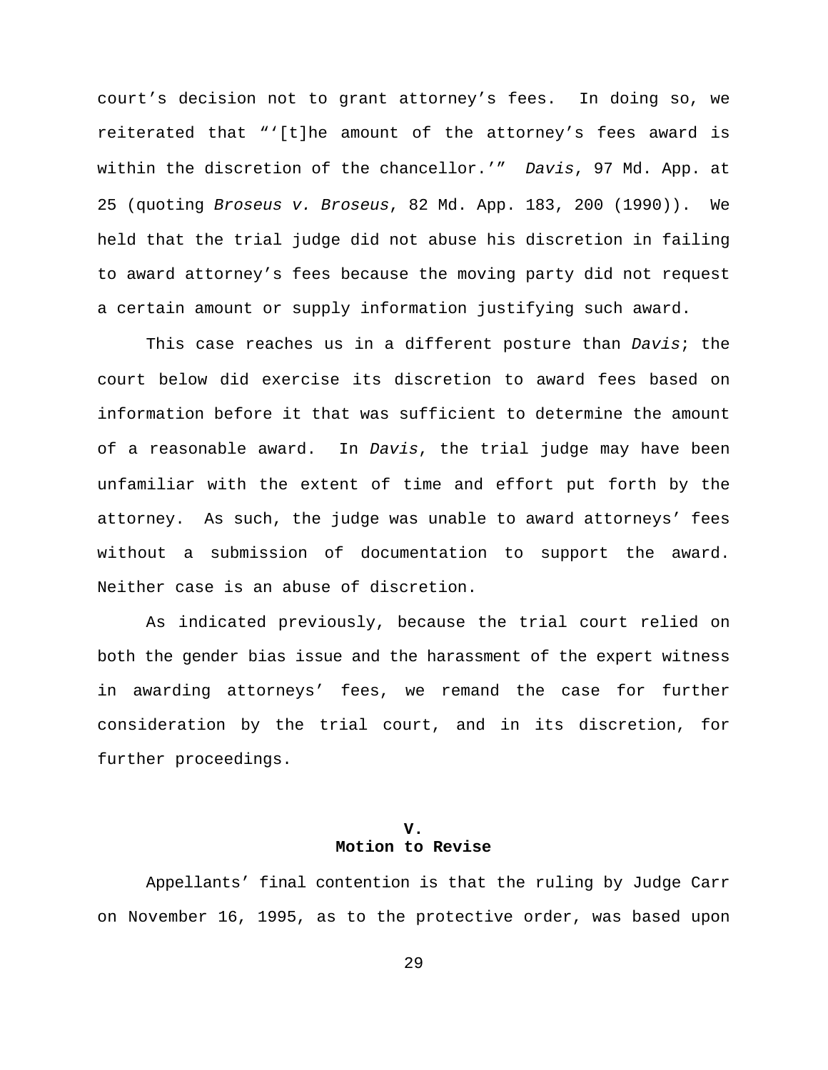court's decision not to grant attorney's fees. In doing so, we reiterated that "'[t]he amount of the attorney's fees award is within the discretion of the chancellor.'" *Davis*, 97 Md. App. at 25 (quoting *Broseus v. Broseus*, 82 Md. App. 183, 200 (1990)). We held that the trial judge did not abuse his discretion in failing to award attorney's fees because the moving party did not request a certain amount or supply information justifying such award.

This case reaches us in a different posture than *Davis*; the court below did exercise its discretion to award fees based on information before it that was sufficient to determine the amount of a reasonable award. In *Davis*, the trial judge may have been unfamiliar with the extent of time and effort put forth by the attorney. As such, the judge was unable to award attorneys' fees without a submission of documentation to support the award. Neither case is an abuse of discretion.

As indicated previously, because the trial court relied on both the gender bias issue and the harassment of the expert witness in awarding attorneys' fees, we remand the case for further consideration by the trial court, and in its discretion, for further proceedings.

## V.
## Motion to Revise

Appellants' final contention is that the ruling by Judge Carr on November 16, 1995, as to the protective order, was based upon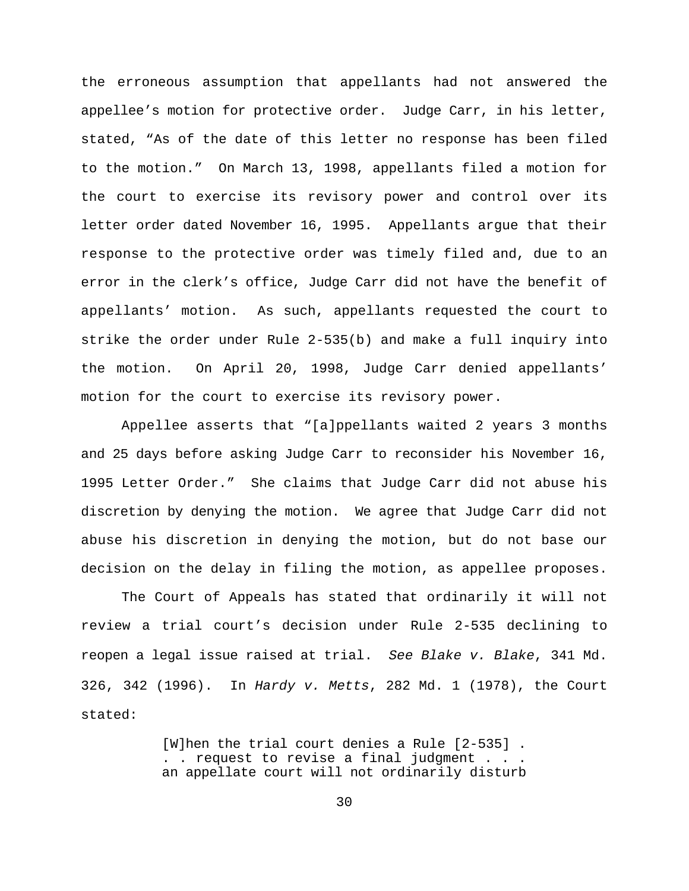the erroneous assumption that appellants had not answered the appellee's motion for protective order. Judge Carr, in his letter, stated, "As of the date of this letter no response has been filed to the motion." On March 13, 1998, appellants filed a motion for the court to exercise its revisory power and control over its letter order dated November 16, 1995. Appellants argue that their response to the protective order was timely filed and, due to an error in the clerk's office, Judge Carr did not have the benefit of appellants' motion. As such, appellants requested the court to strike the order under Rule 2-535(b) and make a full inquiry into the motion. On April 20, 1998, Judge Carr denied appellants' motion for the court to exercise its revisory power.

Appellee asserts that "[a]ppellants waited 2 years 3 months and 25 days before asking Judge Carr to reconsider his November 16, 1995 Letter Order." She claims that Judge Carr did not abuse his discretion by denying the motion. We agree that Judge Carr did not abuse his discretion in denying the motion, but do not base our decision on the delay in filing the motion, as appellee proposes.

The Court of Appeals has stated that ordinarily it will not review a trial court's decision under Rule 2-535 declining to reopen a legal issue raised at trial. *See Blake v. Blake*, 341 Md. 326, 342 (1996). In *Hardy v. Metts*, 282 Md. 1 (1978), the Court stated:

> [W]hen the trial court denies a Rule [2-535] . . . request to revise a final judgment . . . an appellate court will not ordinarily disturb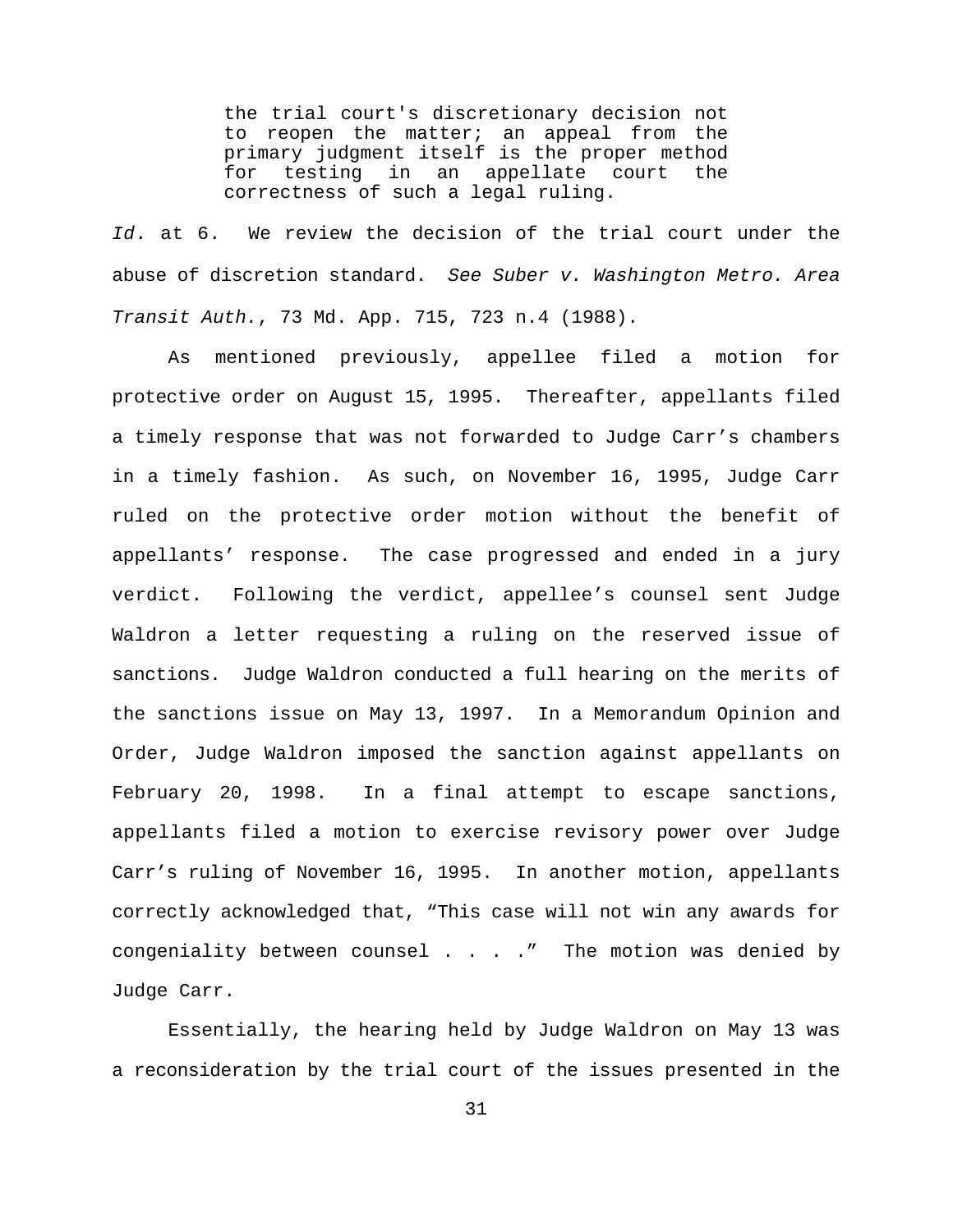> the trial court's discretionary decision not to reopen the matter; an appeal from the primary judgment itself is the proper method for testing in an appellate court the correctness of such a legal ruling.

*Id*. at 6. We review the decision of the trial court under the abuse of discretion standard. *See Suber v. Washington Metro. Area Transit Auth.*, 73 Md. App. 715, 723 n.4 (1988).

As mentioned previously, appellee filed a motion for protective order on August 15, 1995. Thereafter, appellants filed a timely response that was not forwarded to Judge Carr's chambers in a timely fashion. As such, on November 16, 1995, Judge Carr ruled on the protective order motion without the benefit of appellants' response. The case progressed and ended in a jury verdict. Following the verdict, appellee's counsel sent Judge Waldron a letter requesting a ruling on the reserved issue of sanctions. Judge Waldron conducted a full hearing on the merits of the sanctions issue on May 13, 1997. In a Memorandum Opinion and Order, Judge Waldron imposed the sanction against appellants on February 20, 1998. In a final attempt to escape sanctions, appellants filed a motion to exercise revisory power over Judge Carr's ruling of November 16, 1995. In another motion, appellants correctly acknowledged that, "This case will not win any awards for congeniality between counsel . . . ." The motion was denied by Judge Carr.

Essentially, the hearing held by Judge Waldron on May 13 was a reconsideration by the trial court of the issues presented in the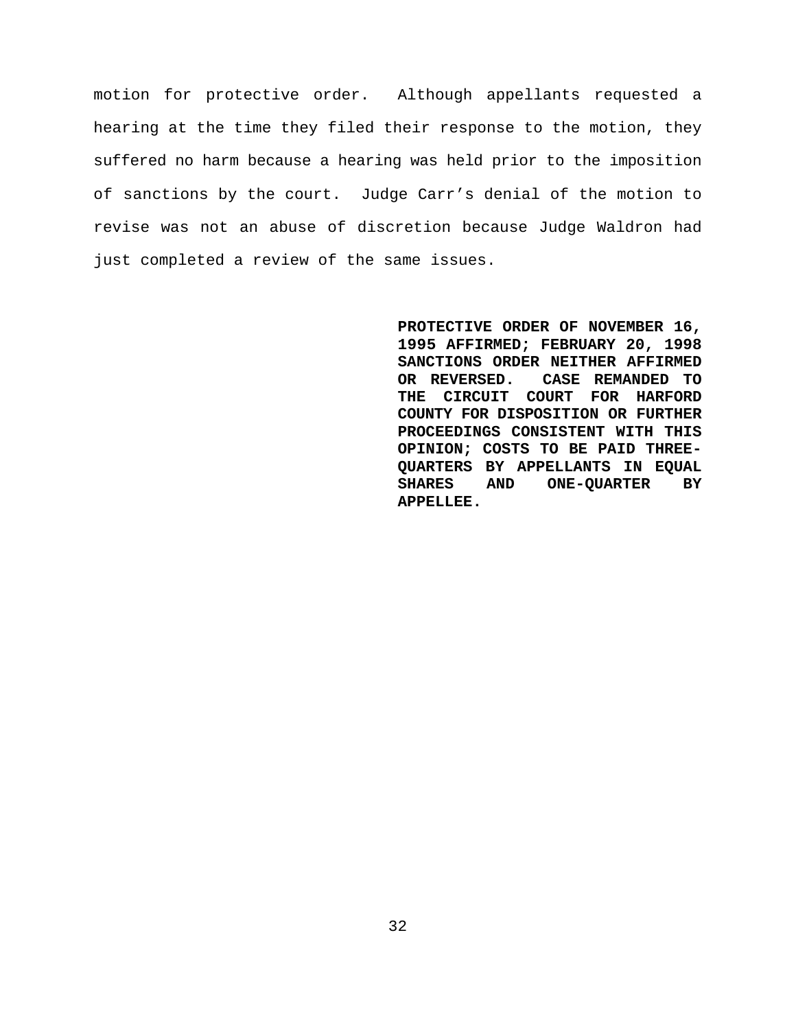motion for protective order. Although appellants requested a hearing at the time they filed their response to the motion, they suffered no harm because a hearing was held prior to the imposition of sanctions by the court. Judge Carr's denial of the motion to revise was not an abuse of discretion because Judge Waldron had just completed a review of the same issues.

**PROTECTIVE ORDER OF NOVEMBER 16, 1995 AFFIRMED; FEBRUARY 20, 1998 SANCTIONS ORDER NEITHER AFFIRMED OR REVERSED. CASE REMANDED TO THE CIRCUIT COURT FOR HARFORD COUNTY FOR DISPOSITION OR FURTHER PROCEEDINGS CONSISTENT WITH THIS OPINION; COSTS TO BE PAID THREE-QUARTERS BY APPELLANTS IN EQUAL SHARES AND ONE-QUARTER BY APPELLEE.**